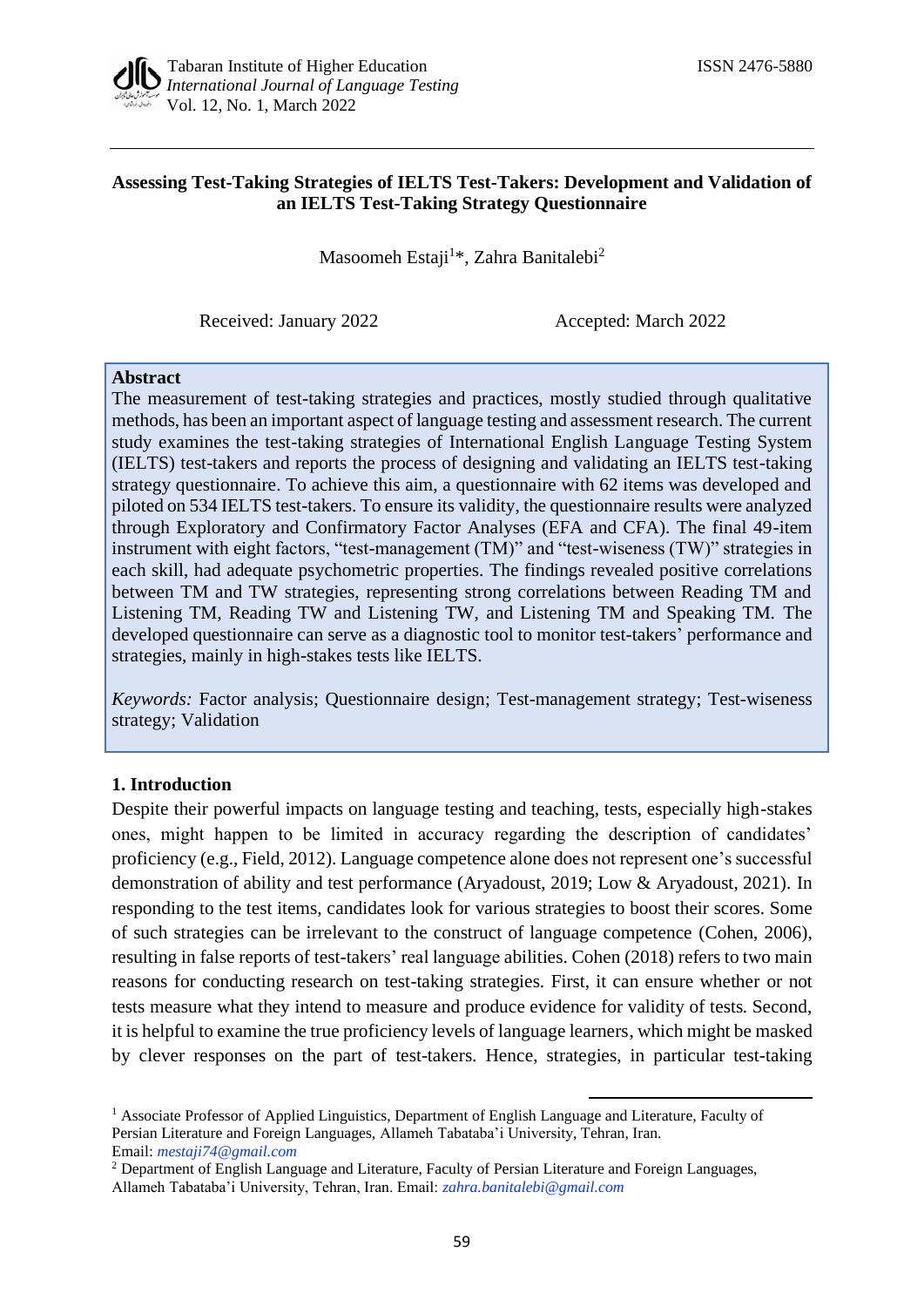# Assessing Test-Taking Strategies of IELTS Test-Takers: Development and Validation of an IELTS Test-Taking Strategy Questionnaire

Masoomeh Estaji[1]*, Zahra Banitalebi[2]

Received: January 2022  Accepted: March 2022

## Abstract

The measurement of test-taking strategies and practices, mostly studied through qualitative methods, has been an important aspect of language testing and assessment research. The current study examines the test-taking strategies of International English Language Testing System (IELTS) test-takers and reports the process of designing and validating an IELTS test-taking strategy questionnaire. To achieve this aim, a questionnaire with 62 items was developed and piloted on 534 IELTS test-takers. To ensure its validity, the questionnaire results were analyzed through Exploratory and Confirmatory Factor Analyses (EFA and CFA). The final 49-item instrument with eight factors, "test-management (TM)" and "test-wiseness (TW)" strategies in each skill, had adequate psychometric properties. The findings revealed positive correlations between TM and TW strategies, representing strong correlations between Reading TM and Listening TM, Reading TW and Listening TW, and Listening TM and Speaking TM. The developed questionnaire can serve as a diagnostic tool to monitor test-takers' performance and strategies, mainly in high-stakes tests like IELTS.

*Keywords:* Factor analysis; Questionnaire design; Test-management strategy; Test-wiseness strategy; Validation

## 1. Introduction

Despite their powerful impacts on language testing and teaching, tests, especially high-stakes ones, might happen to be limited in accuracy regarding the description of candidates' proficiency (e.g., Field, 2012). Language competence alone does not represent one's successful demonstration of ability and test performance (Aryadoust, 2019; Low & Aryadoust, 2021). In responding to the test items, candidates look for various strategies to boost their scores. Some of such strategies can be irrelevant to the construct of language competence (Cohen, 2006), resulting in false reports of test-takers' real language abilities. Cohen (2018) refers to two main reasons for conducting research on test-taking strategies. First, it can ensure whether or not tests measure what they intend to measure and produce evidence for validity of tests. Second, it is helpful to examine the true proficiency levels of language learners, which might be masked by clever responses on the part of test-takers. Hence, strategies, in particular test-taking

---

[1] Associate Professor of Applied Linguistics, Department of English Language and Literature, Faculty of Persian Literature and Foreign Languages, Allameh Tabataba'i University, Tehran, Iran. Email: *mestaji74@gmail.com*

[2] Department of English Language and Literature, Faculty of Persian Literature and Foreign Languages, Allameh Tabataba'i University, Tehran, Iran. Email: *zahra.banitalebi@gmail.com*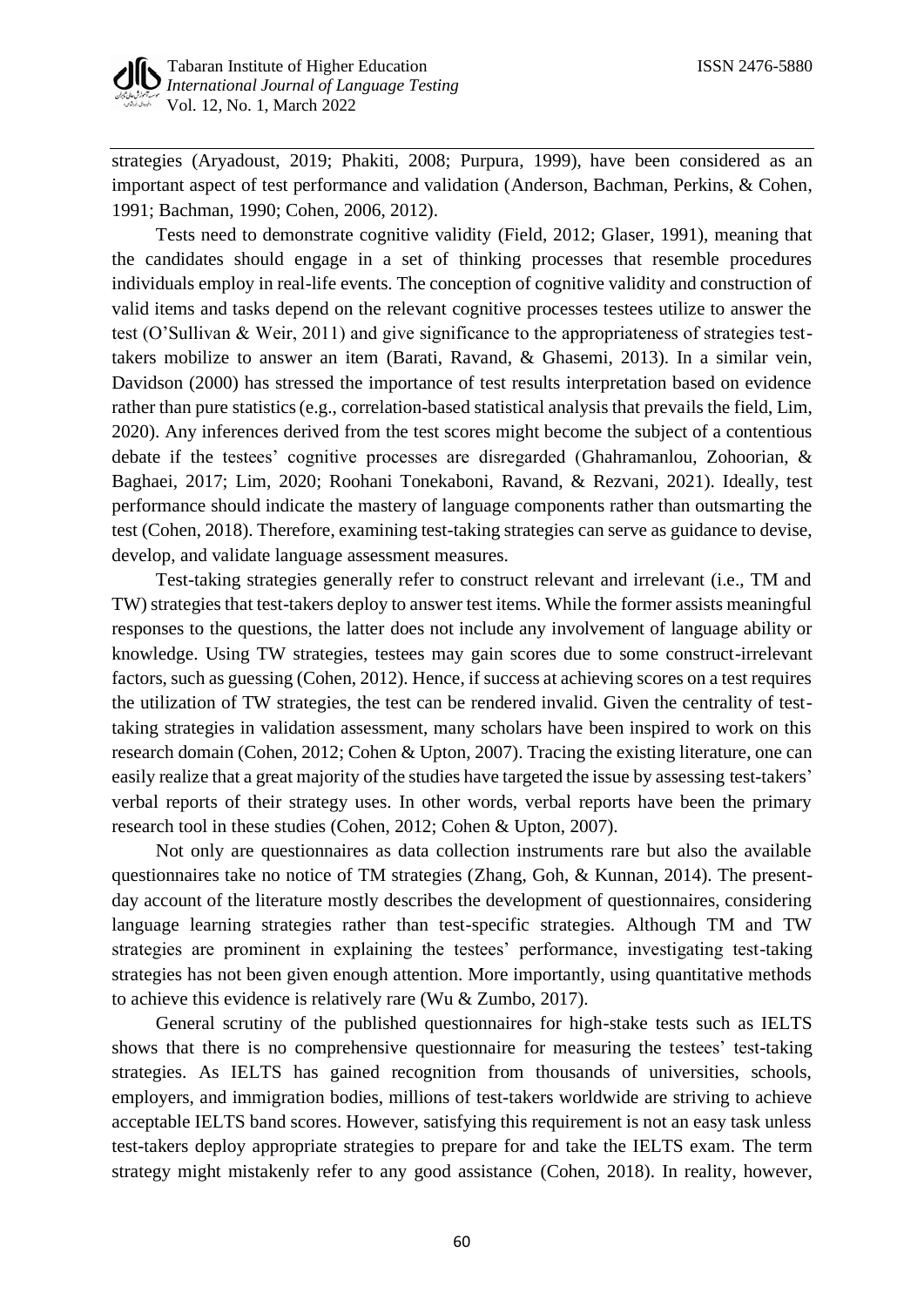strategies (Aryadoust, 2019; Phakiti, 2008; Purpura, 1999), have been considered as an important aspect of test performance and validation (Anderson, Bachman, Perkins, & Cohen, 1991; Bachman, 1990; Cohen, 2006, 2012).

Tests need to demonstrate cognitive validity (Field, 2012; Glaser, 1991), meaning that the candidates should engage in a set of thinking processes that resemble procedures individuals employ in real-life events. The conception of cognitive validity and construction of valid items and tasks depend on the relevant cognitive processes testees utilize to answer the test (O'Sullivan & Weir, 2011) and give significance to the appropriateness of strategies test-takers mobilize to answer an item (Barati, Ravand, & Ghasemi, 2013). In a similar vein, Davidson (2000) has stressed the importance of test results interpretation based on evidence rather than pure statistics (e.g., correlation-based statistical analysis that prevails the field, Lim, 2020). Any inferences derived from the test scores might become the subject of a contentious debate if the testees' cognitive processes are disregarded (Ghahramanlou, Zohoorian, & Baghaei, 2017; Lim, 2020; Roohani Tonekaboni, Ravand, & Rezvani, 2021). Ideally, test performance should indicate the mastery of language components rather than outsmarting the test (Cohen, 2018). Therefore, examining test-taking strategies can serve as guidance to devise, develop, and validate language assessment measures.

Test-taking strategies generally refer to construct relevant and irrelevant (i.e., TM and TW) strategies that test-takers deploy to answer test items. While the former assists meaningful responses to the questions, the latter does not include any involvement of language ability or knowledge. Using TW strategies, testees may gain scores due to some construct-irrelevant factors, such as guessing (Cohen, 2012). Hence, if success at achieving scores on a test requires the utilization of TW strategies, the test can be rendered invalid. Given the centrality of test-taking strategies in validation assessment, many scholars have been inspired to work on this research domain (Cohen, 2012; Cohen & Upton, 2007). Tracing the existing literature, one can easily realize that a great majority of the studies have targeted the issue by assessing test-takers' verbal reports of their strategy uses. In other words, verbal reports have been the primary research tool in these studies (Cohen, 2012; Cohen & Upton, 2007).

Not only are questionnaires as data collection instruments rare but also the available questionnaires take no notice of TM strategies (Zhang, Goh, & Kunnan, 2014). The present-day account of the literature mostly describes the development of questionnaires, considering language learning strategies rather than test-specific strategies. Although TM and TW strategies are prominent in explaining the testees' performance, investigating test-taking strategies has not been given enough attention. More importantly, using quantitative methods to achieve this evidence is relatively rare (Wu & Zumbo, 2017).

General scrutiny of the published questionnaires for high-stake tests such as IELTS shows that there is no comprehensive questionnaire for measuring the testees' test-taking strategies. As IELTS has gained recognition from thousands of universities, schools, employers, and immigration bodies, millions of test-takers worldwide are striving to achieve acceptable IELTS band scores. However, satisfying this requirement is not an easy task unless test-takers deploy appropriate strategies to prepare for and take the IELTS exam. The term strategy might mistakenly refer to any good assistance (Cohen, 2018). In reality, however,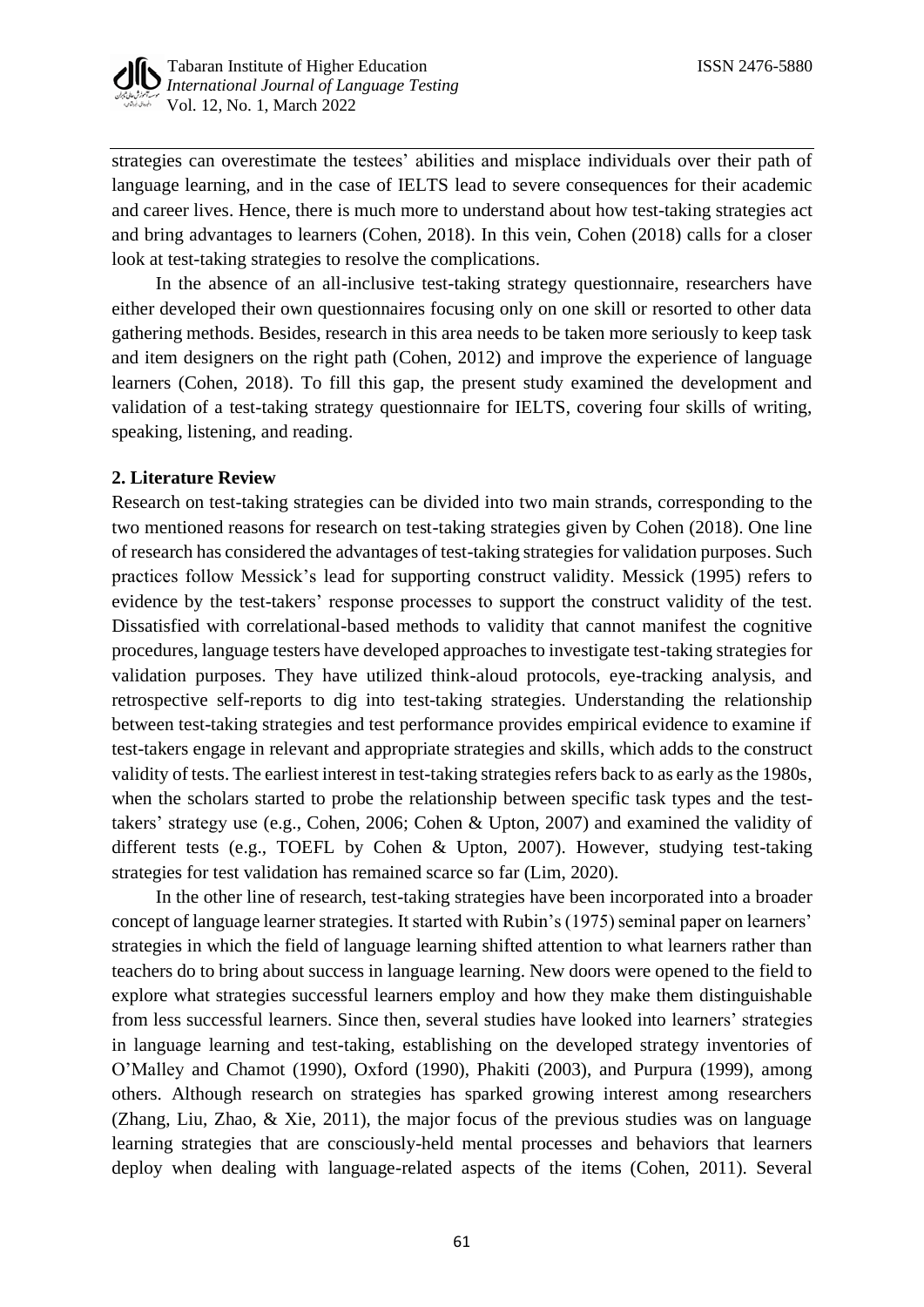strategies can overestimate the testees' abilities and misplace individuals over their path of language learning, and in the case of IELTS lead to severe consequences for their academic and career lives. Hence, there is much more to understand about how test-taking strategies act and bring advantages to learners (Cohen, 2018). In this vein, Cohen (2018) calls for a closer look at test-taking strategies to resolve the complications.

In the absence of an all-inclusive test-taking strategy questionnaire, researchers have either developed their own questionnaires focusing only on one skill or resorted to other data gathering methods. Besides, research in this area needs to be taken more seriously to keep task and item designers on the right path (Cohen, 2012) and improve the experience of language learners (Cohen, 2018). To fill this gap, the present study examined the development and validation of a test-taking strategy questionnaire for IELTS, covering four skills of writing, speaking, listening, and reading.

## 2. Literature Review

Research on test-taking strategies can be divided into two main strands, corresponding to the two mentioned reasons for research on test-taking strategies given by Cohen (2018). One line of research has considered the advantages of test-taking strategies for validation purposes. Such practices follow Messick's lead for supporting construct validity. Messick (1995) refers to evidence by the test-takers' response processes to support the construct validity of the test. Dissatisfied with correlational-based methods to validity that cannot manifest the cognitive procedures, language testers have developed approaches to investigate test-taking strategies for validation purposes. They have utilized think-aloud protocols, eye-tracking analysis, and retrospective self-reports to dig into test-taking strategies. Understanding the relationship between test-taking strategies and test performance provides empirical evidence to examine if test-takers engage in relevant and appropriate strategies and skills, which adds to the construct validity of tests. The earliest interest in test-taking strategies refers back to as early as the 1980s, when the scholars started to probe the relationship between specific task types and the test-takers' strategy use (e.g., Cohen, 2006; Cohen & Upton, 2007) and examined the validity of different tests (e.g., TOEFL by Cohen & Upton, 2007). However, studying test-taking strategies for test validation has remained scarce so far (Lim, 2020).

In the other line of research, test-taking strategies have been incorporated into a broader concept of language learner strategies. It started with Rubin's (1975) seminal paper on learners' strategies in which the field of language learning shifted attention to what learners rather than teachers do to bring about success in language learning. New doors were opened to the field to explore what strategies successful learners employ and how they make them distinguishable from less successful learners. Since then, several studies have looked into learners' strategies in language learning and test-taking, establishing on the developed strategy inventories of O'Malley and Chamot (1990), Oxford (1990), Phakiti (2003), and Purpura (1999), among others. Although research on strategies has sparked growing interest among researchers (Zhang, Liu, Zhao, & Xie, 2011), the major focus of the previous studies was on language learning strategies that are consciously-held mental processes and behaviors that learners deploy when dealing with language-related aspects of the items (Cohen, 2011). Several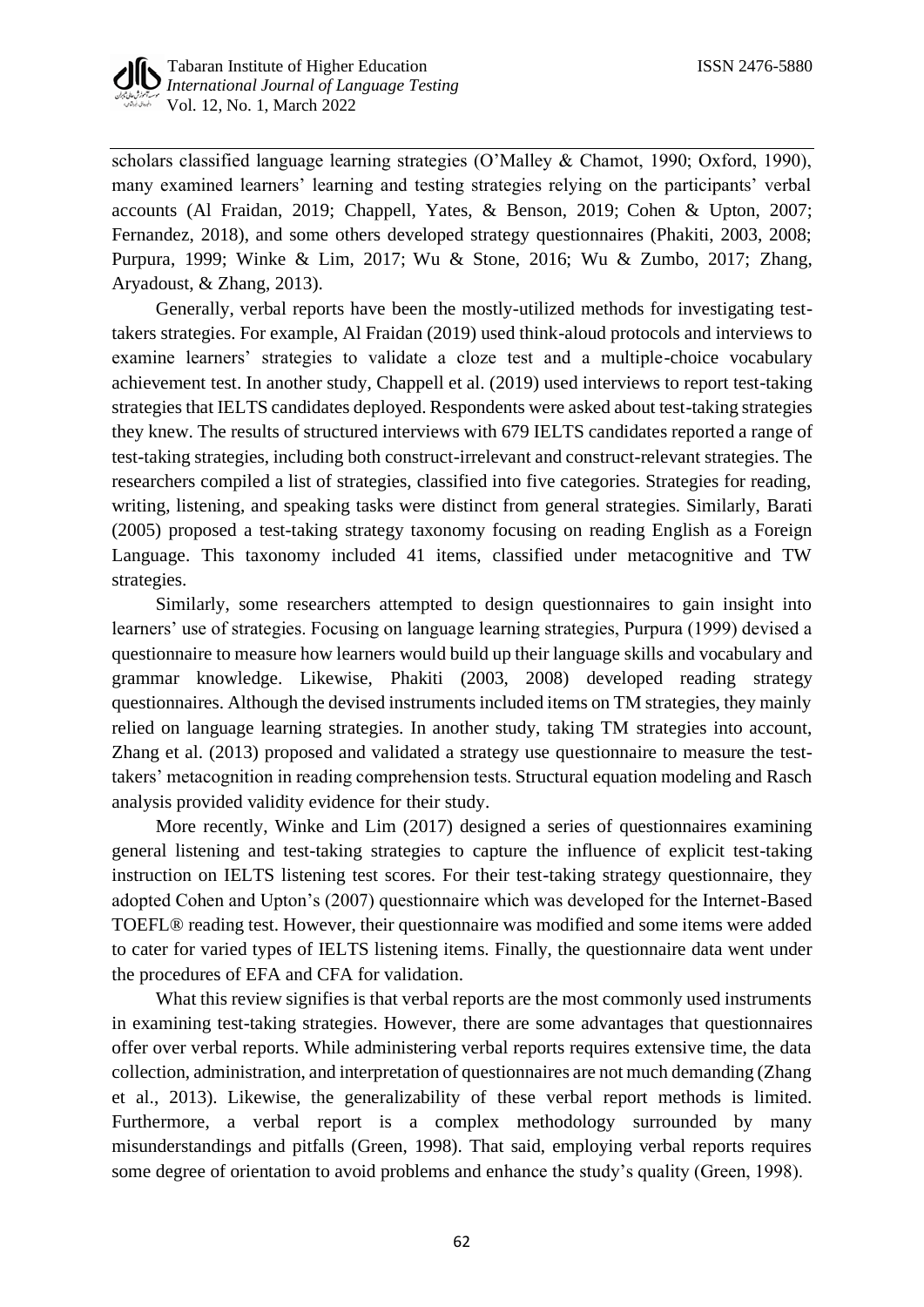scholars classified language learning strategies (O'Malley & Chamot, 1990; Oxford, 1990), many examined learners' learning and testing strategies relying on the participants' verbal accounts (Al Fraidan, 2019; Chappell, Yates, & Benson, 2019; Cohen & Upton, 2007; Fernandez, 2018), and some others developed strategy questionnaires (Phakiti, 2003, 2008; Purpura, 1999; Winke & Lim, 2017; Wu & Stone, 2016; Wu & Zumbo, 2017; Zhang, Aryadoust, & Zhang, 2013).

Generally, verbal reports have been the mostly-utilized methods for investigating test-takers strategies. For example, Al Fraidan (2019) used think-aloud protocols and interviews to examine learners' strategies to validate a cloze test and a multiple-choice vocabulary achievement test. In another study, Chappell et al. (2019) used interviews to report test-taking strategies that IELTS candidates deployed. Respondents were asked about test-taking strategies they knew. The results of structured interviews with 679 IELTS candidates reported a range of test-taking strategies, including both construct-irrelevant and construct-relevant strategies. The researchers compiled a list of strategies, classified into five categories. Strategies for reading, writing, listening, and speaking tasks were distinct from general strategies. Similarly, Barati (2005) proposed a test-taking strategy taxonomy focusing on reading English as a Foreign Language. This taxonomy included 41 items, classified under metacognitive and TW strategies.

Similarly, some researchers attempted to design questionnaires to gain insight into learners' use of strategies. Focusing on language learning strategies, Purpura (1999) devised a questionnaire to measure how learners would build up their language skills and vocabulary and grammar knowledge. Likewise, Phakiti (2003, 2008) developed reading strategy questionnaires. Although the devised instruments included items on TM strategies, they mainly relied on language learning strategies. In another study, taking TM strategies into account, Zhang et al. (2013) proposed and validated a strategy use questionnaire to measure the test-takers' metacognition in reading comprehension tests. Structural equation modeling and Rasch analysis provided validity evidence for their study.

More recently, Winke and Lim (2017) designed a series of questionnaires examining general listening and test-taking strategies to capture the influence of explicit test-taking instruction on IELTS listening test scores. For their test-taking strategy questionnaire, they adopted Cohen and Upton's (2007) questionnaire which was developed for the Internet-Based TOEFL® reading test. However, their questionnaire was modified and some items were added to cater for varied types of IELTS listening items. Finally, the questionnaire data went under the procedures of EFA and CFA for validation.

What this review signifies is that verbal reports are the most commonly used instruments in examining test-taking strategies. However, there are some advantages that questionnaires offer over verbal reports. While administering verbal reports requires extensive time, the data collection, administration, and interpretation of questionnaires are not much demanding (Zhang et al., 2013). Likewise, the generalizability of these verbal report methods is limited. Furthermore, a verbal report is a complex methodology surrounded by many misunderstandings and pitfalls (Green, 1998). That said, employing verbal reports requires some degree of orientation to avoid problems and enhance the study's quality (Green, 1998).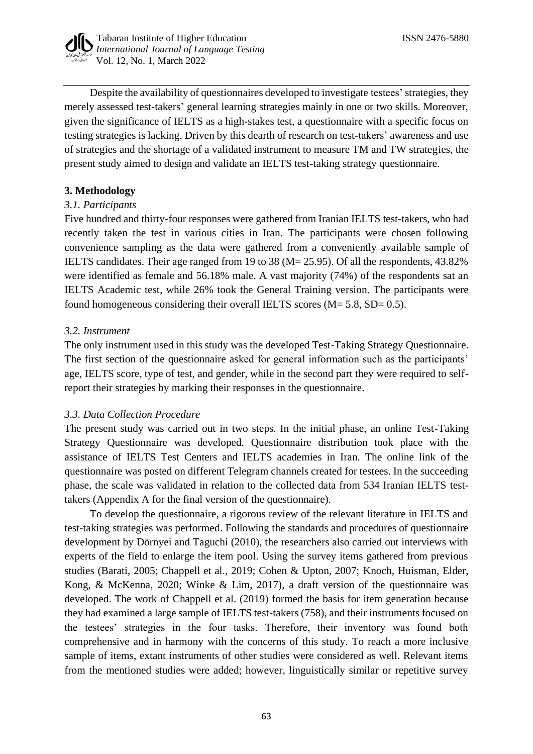Despite the availability of questionnaires developed to investigate testees' strategies, they merely assessed test-takers' general learning strategies mainly in one or two skills. Moreover, given the significance of IELTS as a high-stakes test, a questionnaire with a specific focus on testing strategies is lacking. Driven by this dearth of research on test-takers' awareness and use of strategies and the shortage of a validated instrument to measure TM and TW strategies, the present study aimed to design and validate an IELTS test-taking strategy questionnaire.

## 3. Methodology

### *3.1. Participants*

Five hundred and thirty-four responses were gathered from Iranian IELTS test-takers, who had recently taken the test in various cities in Iran. The participants were chosen following convenience sampling as the data were gathered from a conveniently available sample of IELTS candidates. Their age ranged from 19 to 38 (M= 25.95). Of all the respondents, 43.82% were identified as female and 56.18% male. A vast majority (74%) of the respondents sat an IELTS Academic test, while 26% took the General Training version. The participants were found homogeneous considering their overall IELTS scores (M= 5.8, SD= 0.5).

### *3.2. Instrument*

The only instrument used in this study was the developed Test-Taking Strategy Questionnaire. The first section of the questionnaire asked for general information such as the participants' age, IELTS score, type of test, and gender, while in the second part they were required to self-report their strategies by marking their responses in the questionnaire.

### *3.3. Data Collection Procedure*

The present study was carried out in two steps. In the initial phase, an online Test-Taking Strategy Questionnaire was developed. Questionnaire distribution took place with the assistance of IELTS Test Centers and IELTS academies in Iran. The online link of the questionnaire was posted on different Telegram channels created for testees. In the succeeding phase, the scale was validated in relation to the collected data from 534 Iranian IELTS test-takers (Appendix A for the final version of the questionnaire).

To develop the questionnaire, a rigorous review of the relevant literature in IELTS and test-taking strategies was performed. Following the standards and procedures of questionnaire development by Dörnyei and Taguchi (2010), the researchers also carried out interviews with experts of the field to enlarge the item pool. Using the survey items gathered from previous studies (Barati, 2005; Chappell et al., 2019; Cohen & Upton, 2007; Knoch, Huisman, Elder, Kong, & McKenna, 2020; Winke & Lim, 2017), a draft version of the questionnaire was developed. The work of Chappell et al. (2019) formed the basis for item generation because they had examined a large sample of IELTS test-takers (758), and their instruments focused on the testees' strategies in the four tasks. Therefore, their inventory was found both comprehensive and in harmony with the concerns of this study. To reach a more inclusive sample of items, extant instruments of other studies were considered as well. Relevant items from the mentioned studies were added; however, linguistically similar or repetitive survey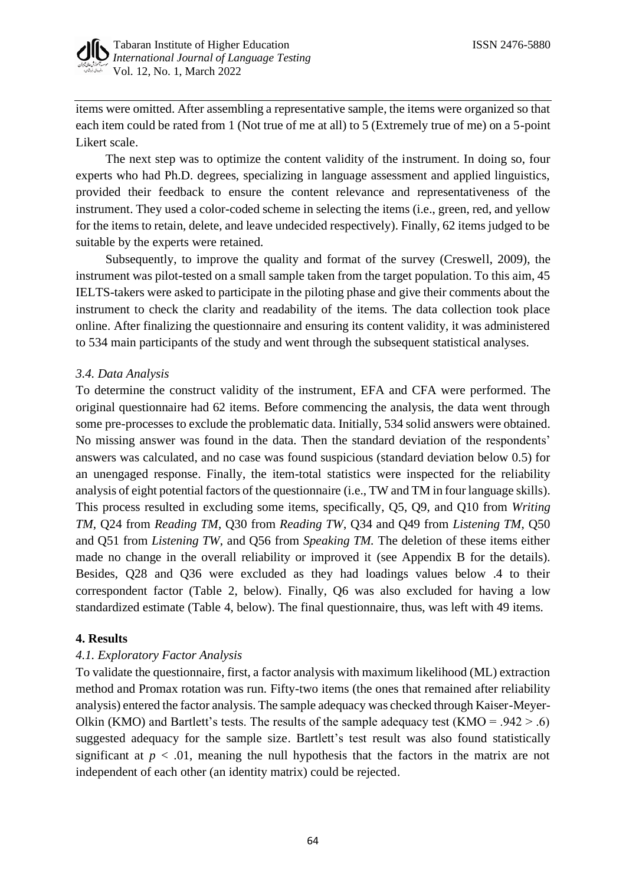items were omitted. After assembling a representative sample, the items were organized so that each item could be rated from 1 (Not true of me at all) to 5 (Extremely true of me) on a 5-point Likert scale.

The next step was to optimize the content validity of the instrument. In doing so, four experts who had Ph.D. degrees, specializing in language assessment and applied linguistics, provided their feedback to ensure the content relevance and representativeness of the instrument. They used a color-coded scheme in selecting the items (i.e., green, red, and yellow for the items to retain, delete, and leave undecided respectively). Finally, 62 items judged to be suitable by the experts were retained.

Subsequently, to improve the quality and format of the survey (Creswell, 2009), the instrument was pilot-tested on a small sample taken from the target population. To this aim, 45 IELTS-takers were asked to participate in the piloting phase and give their comments about the instrument to check the clarity and readability of the items. The data collection took place online. After finalizing the questionnaire and ensuring its content validity, it was administered to 534 main participants of the study and went through the subsequent statistical analyses.

### *3.4. Data Analysis*

To determine the construct validity of the instrument, EFA and CFA were performed. The original questionnaire had 62 items. Before commencing the analysis, the data went through some pre-processes to exclude the problematic data. Initially, 534 solid answers were obtained. No missing answer was found in the data. Then the standard deviation of the respondents' answers was calculated, and no case was found suspicious (standard deviation below 0.5) for an unengaged response. Finally, the item-total statistics were inspected for the reliability analysis of eight potential factors of the questionnaire (i.e., TW and TM in four language skills). This process resulted in excluding some items, specifically, Q5, Q9, and Q10 from *Writing TM*, Q24 from *Reading TM*, Q30 from *Reading TW*, Q34 and Q49 from *Listening TM*, Q50 and Q51 from *Listening TW*, and Q56 from *Speaking TM.* The deletion of these items either made no change in the overall reliability or improved it (see Appendix B for the details). Besides, Q28 and Q36 were excluded as they had loadings values below .4 to their correspondent factor (Table 2, below). Finally, Q6 was also excluded for having a low standardized estimate (Table 4, below). The final questionnaire, thus, was left with 49 items.

## **4. Results**

### *4.1. Exploratory Factor Analysis*

To validate the questionnaire, first, a factor analysis with maximum likelihood (ML) extraction method and Promax rotation was run. Fifty-two items (the ones that remained after reliability analysis) entered the factor analysis. The sample adequacy was checked through Kaiser-Meyer-Olkin (KMO) and Bartlett's tests. The results of the sample adequacy test (KMO = $.942 > .6$) suggested adequacy for the sample size. Bartlett's test result was also found statistically significant at $p < .01$, meaning the null hypothesis that the factors in the matrix are not independent of each other (an identity matrix) could be rejected.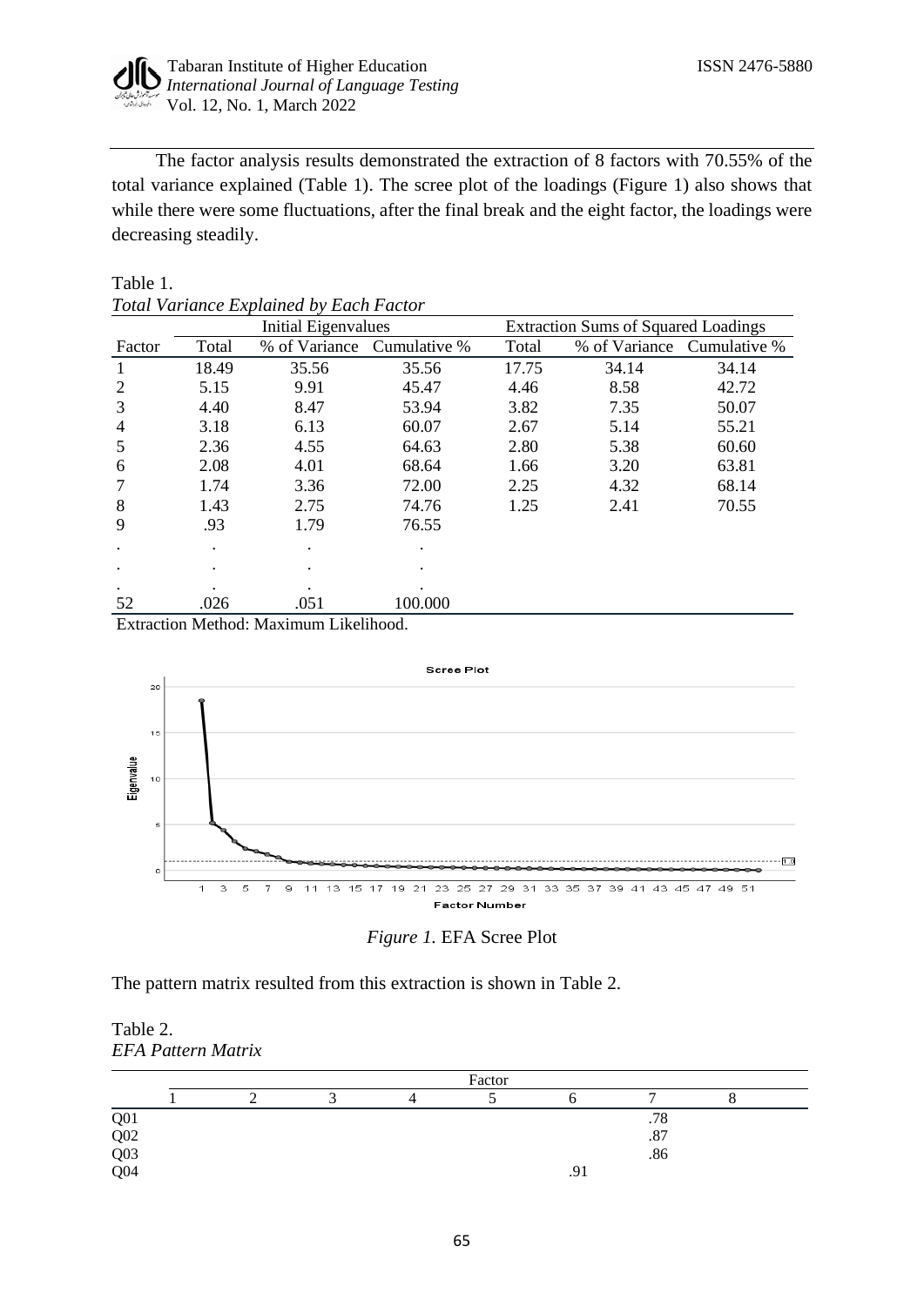The factor analysis results demonstrated the extraction of 8 factors with 70.55% of the total variance explained (Table 1). The scree plot of the loadings (Figure 1) also shows that while there were some fluctuations, after the final break and the eight factor, the loadings were decreasing steadily.

Table 1.
*Total Variance Explained by Each Factor*

| | Initial Eigenvalues | | | Extraction Sums of Squared Loadings | | |
|---|---|---|---|---|---|---|
| Factor | Total | % of Variance | Cumulative % | Total | % of Variance | Cumulative % |
| 1 | 18.49 | 35.56 | 35.56 | 17.75 | 34.14 | 34.14 |
| 2 | 5.15 | 9.91 | 45.47 | 4.46 | 8.58 | 42.72 |
| 3 | 4.40 | 8.47 | 53.94 | 3.82 | 7.35 | 50.07 |
| 4 | 3.18 | 6.13 | 60.07 | 2.67 | 5.14 | 55.21 |
| 5 | 2.36 | 4.55 | 64.63 | 2.80 | 5.38 | 60.60 |
| 6 | 2.08 | 4.01 | 68.64 | 1.66 | 3.20 | 63.81 |
| 7 | 1.74 | 3.36 | 72.00 | 2.25 | 4.32 | 68.14 |
| 8 | 1.43 | 2.75 | 74.76 | 1.25 | 2.41 | 70.55 |
| 9 | .93 | 1.79 | 76.55 | | | |
| . | . | . | . | | | |
| . | . | . | . | | | |
| . | . | . | . | | | |
| 52 | .026 | .051 | 100.000 | | | |

Extraction Method: Maximum Likelihood.

Scree Plot

Eigenvalue

20

15

10

5

0

1.0

1 3 5 7 9 11 13 15 17 19 21 23 25 27 29 31 33 35 37 39 41 43 45 47 49 51

Factor Number

*Figure 1.* EFA Scree Plot

The pattern matrix resulted from this extraction is shown in Table 2.

Table 2.
*EFA Pattern Matrix*

| | Factor | | | | | | | |
|---|---|---|---|---|---|---|---|---|
| | 1 | 2 | 3 | 4 | 5 | 6 | 7 | 8 |
| Q01 | | | | | | | .78 | |
| Q02 | | | | | | | .87 | |
| Q03 | | | | | | | .86 | |
| Q04 | | | | | | .91 | | |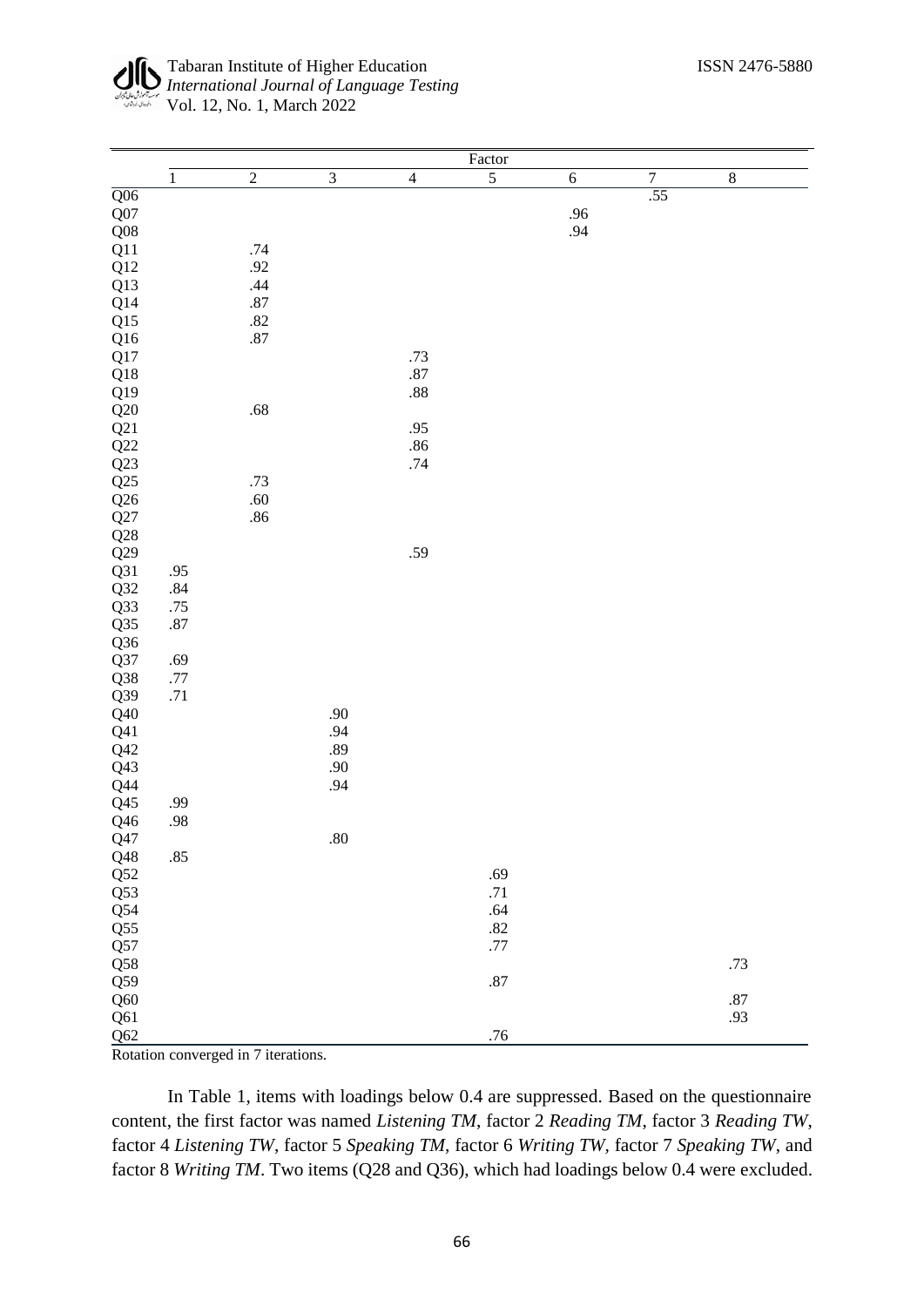| | Factor | | | | | | | |
|---|---|---|---|---|---|---|---|---|
| | 1 | 2 | 3 | 4 | 5 | 6 | 7 | 8 |
| Q06 | | | | | | | .55 | |
| Q07 | | | | | | .96 | | |
| Q08 | | | | | | .94 | | |
| Q11 | | .74 | | | | | | |
| Q12 | | .92 | | | | | | |
| Q13 | | .44 | | | | | | |
| Q14 | | .87 | | | | | | |
| Q15 | | .82 | | | | | | |
| Q16 | | .87 | | | | | | |
| Q17 | | | | .73 | | | | |
| Q18 | | | | .87 | | | | |
| Q19 | | | | .88 | | | | |
| Q20 | | .68 | | | | | | |
| Q21 | | | | .95 | | | | |
| Q22 | | | | .86 | | | | |
| Q23 | | | | .74 | | | | |
| Q25 | | .73 | | | | | | |
| Q26 | | .60 | | | | | | |
| Q27 | | .86 | | | | | | |
| Q28 | | | | | | | | |
| Q29 | | | | .59 | | | | |
| Q31 | .95 | | | | | | | |
| Q32 | .84 | | | | | | | |
| Q33 | .75 | | | | | | | |
| Q35 | .87 | | | | | | | |
| Q36 | | | | | | | | |
| Q37 | .69 | | | | | | | |
| Q38 | .77 | | | | | | | |
| Q39 | .71 | | | | | | | |
| Q40 | | | .90 | | | | | |
| Q41 | | | .94 | | | | | |
| Q42 | | | .89 | | | | | |
| Q43 | | | .90 | | | | | |
| Q44 | | | .94 | | | | | |
| Q45 | .99 | | | | | | | |
| Q46 | .98 | | | | | | | |
| Q47 | | | .80 | | | | | |
| Q48 | .85 | | | | | | | |
| Q52 | | | | | .69 | | | |
| Q53 | | | | | .71 | | | |
| Q54 | | | | | .64 | | | |
| Q55 | | | | | .82 | | | |
| Q57 | | | | | .77 | | | |
| Q58 | | | | | | | | .73 |
| Q59 | | | | | .87 | | | |
| Q60 | | | | | | | | .87 |
| Q61 | | | | | | | | .93 |
| Q62 | | | | | .76 | | | |

Rotation converged in 7 iterations.

In Table 1, items with loadings below 0.4 are suppressed. Based on the questionnaire content, the first factor was named *Listening TM*, factor 2 *Reading TM*, factor 3 *Reading TW*, factor 4 *Listening TW*, factor 5 *Speaking TM*, factor 6 *Writing TW*, factor 7 *Speaking TW*, and factor 8 *Writing TM*. Two items (Q28 and Q36), which had loadings below 0.4 were excluded.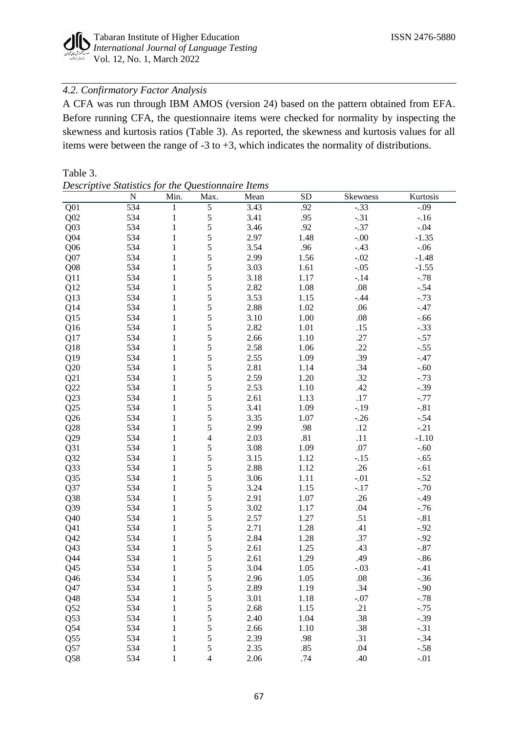### 4.2. Confirmatory Factor Analysis

A CFA was run through IBM AMOS (version 24) based on the pattern obtained from EFA. Before running CFA, the questionnaire items were checked for normality by inspecting the skewness and kurtosis ratios (Table 3). As reported, the skewness and kurtosis values for all items were between the range of -3 to +3, which indicates the normality of distributions.

Table 3.
*Descriptive Statistics for the Questionnaire Items*

| | N | Min. | Max. | Mean | SD | Skewness | Kurtosis |
|---|---|---|---|---|---|---|---|
| Q01 | 534 | 1 | 5 | 3.43 | .92 | -.33 | -.09 |
| Q02 | 534 | 1 | 5 | 3.41 | .95 | -.31 | -.16 |
| Q03 | 534 | 1 | 5 | 3.46 | .92 | -.37 | -.04 |
| Q04 | 534 | 1 | 5 | 2.97 | 1.48 | -.00 | -1.35 |
| Q06 | 534 | 1 | 5 | 3.54 | .96 | -.43 | -.06 |
| Q07 | 534 | 1 | 5 | 2.99 | 1.56 | -.02 | -1.48 |
| Q08 | 534 | 1 | 5 | 3.03 | 1.61 | -.05 | -1.55 |
| Q11 | 534 | 1 | 5 | 3.18 | 1.17 | -.14 | -.78 |
| Q12 | 534 | 1 | 5 | 2.82 | 1.08 | .08 | -.54 |
| Q13 | 534 | 1 | 5 | 3.53 | 1.15 | -.44 | -.73 |
| Q14 | 534 | 1 | 5 | 2.88 | 1.02 | .06 | -.47 |
| Q15 | 534 | 1 | 5 | 3.10 | 1.00 | .08 | -.66 |
| Q16 | 534 | 1 | 5 | 2.82 | 1.01 | .15 | -.33 |
| Q17 | 534 | 1 | 5 | 2.66 | 1.10 | .27 | -.57 |
| Q18 | 534 | 1 | 5 | 2.58 | 1.06 | .22 | -.55 |
| Q19 | 534 | 1 | 5 | 2.55 | 1.09 | .39 | -.47 |
| Q20 | 534 | 1 | 5 | 2.81 | 1.14 | .34 | -.60 |
| Q21 | 534 | 1 | 5 | 2.59 | 1.20 | .32 | -.73 |
| Q22 | 534 | 1 | 5 | 2.53 | 1.10 | .42 | -.39 |
| Q23 | 534 | 1 | 5 | 2.61 | 1.13 | .17 | -.77 |
| Q25 | 534 | 1 | 5 | 3.41 | 1.09 | -.19 | -.81 |
| Q26 | 534 | 1 | 5 | 3.35 | 1.07 | -.26 | -.54 |
| Q28 | 534 | 1 | 5 | 2.99 | .98 | .12 | -.21 |
| Q29 | 534 | 1 | 4 | 2.03 | .81 | .11 | -1.10 |
| Q31 | 534 | 1 | 5 | 3.08 | 1.09 | .07 | -.60 |
| Q32 | 534 | 1 | 5 | 3.15 | 1.12 | -.15 | -.65 |
| Q33 | 534 | 1 | 5 | 2.88 | 1.12 | .26 | -.61 |
| Q35 | 534 | 1 | 5 | 3.06 | 1.11 | -.01 | -.52 |
| Q37 | 534 | 1 | 5 | 3.24 | 1.15 | -.17 | -.70 |
| Q38 | 534 | 1 | 5 | 2.91 | 1.07 | .26 | -.49 |
| Q39 | 534 | 1 | 5 | 3.02 | 1.17 | .04 | -.76 |
| Q40 | 534 | 1 | 5 | 2.57 | 1.27 | .51 | -.81 |
| Q41 | 534 | 1 | 5 | 2.71 | 1.28 | .41 | -.92 |
| Q42 | 534 | 1 | 5 | 2.84 | 1.28 | .37 | -.92 |
| Q43 | 534 | 1 | 5 | 2.61 | 1.25 | .43 | -.87 |
| Q44 | 534 | 1 | 5 | 2.61 | 1.29 | .49 | -.86 |
| Q45 | 534 | 1 | 5 | 3.04 | 1.05 | -.03 | -.41 |
| Q46 | 534 | 1 | 5 | 2.96 | 1.05 | .08 | -.36 |
| Q47 | 534 | 1 | 5 | 2.89 | 1.19 | .34 | -.90 |
| Q48 | 534 | 1 | 5 | 3.01 | 1.18 | -.07 | -.78 |
| Q52 | 534 | 1 | 5 | 2.68 | 1.15 | .21 | -.75 |
| Q53 | 534 | 1 | 5 | 2.40 | 1.04 | .38 | -.39 |
| Q54 | 534 | 1 | 5 | 2.66 | 1.10 | .38 | -.31 |
| Q55 | 534 | 1 | 5 | 2.39 | .98 | .31 | -.34 |
| Q57 | 534 | 1 | 5 | 2.35 | .85 | .04 | -.58 |
| Q58 | 534 | 1 | 4 | 2.06 | .74 | .40 | -.01 |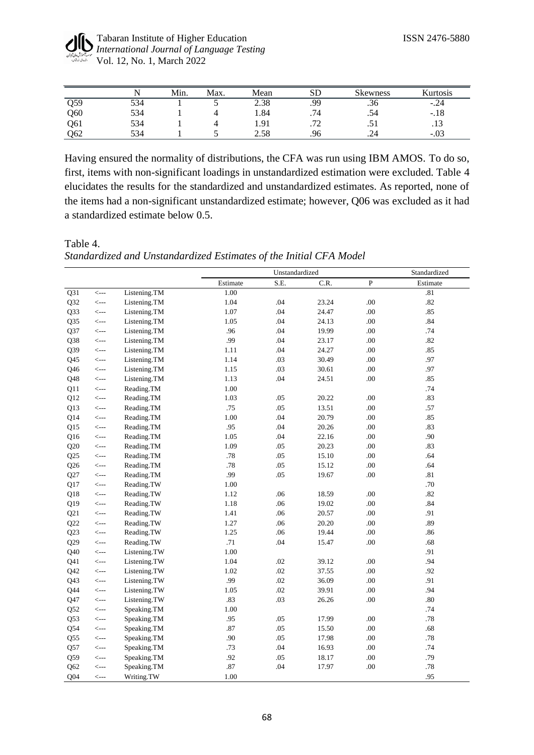| | N | Min. | Max. | Mean | SD | Skewness | Kurtosis |
|---|---|---|---|---|---|---|---|
| Q59 | 534 | 1 | 5 | 2.38 | .99 | .36 | -.24 |
| Q60 | 534 | 1 | 4 | 1.84 | .74 | .54 | -.18 |
| Q61 | 534 | 1 | 4 | 1.91 | .72 | .51 | .13 |
| Q62 | 534 | 1 | 5 | 2.58 | .96 | .24 | -.03 |

Having ensured the normality of distributions, the CFA was run using IBM AMOS. To do so, first, items with non-significant loadings in unstandardized estimation were excluded. Table 4 elucidates the results for the standardized and unstandardized estimates. As reported, none of the items had a non-significant unstandardized estimate; however, Q06 was excluded as it had a standardized estimate below 0.5.

Table 4.
*Standardized and Unstandardized Estimates of the Initial CFA Model*

| | | | Unstandardized | | | | Standardized |
|---|---|---|---|---|---|---|---|
| | | | Estimate | S.E. | C.R. | P | Estimate |
| Q31 | <--- | Listening.TM | 1.00 | | | | .81 |
| Q32 | <--- | Listening.TM | 1.04 | .04 | 23.24 | .00 | .82 |
| Q33 | <--- | Listening.TM | 1.07 | .04 | 24.47 | .00 | .85 |
| Q35 | <--- | Listening.TM | 1.05 | .04 | 24.13 | .00 | .84 |
| Q37 | <--- | Listening.TM | .96 | .04 | 19.99 | .00 | .74 |
| Q38 | <--- | Listening.TM | .99 | .04 | 23.17 | .00 | .82 |
| Q39 | <--- | Listening.TM | 1.11 | .04 | 24.27 | .00 | .85 |
| Q45 | <--- | Listening.TM | 1.14 | .03 | 30.49 | .00 | .97 |
| Q46 | <--- | Listening.TM | 1.15 | .03 | 30.61 | .00 | .97 |
| Q48 | <--- | Listening.TM | 1.13 | .04 | 24.51 | .00 | .85 |
| Q11 | <--- | Reading.TM | 1.00 | | | | .74 |
| Q12 | <--- | Reading.TM | 1.03 | .05 | 20.22 | .00 | .83 |
| Q13 | <--- | Reading.TM | .75 | .05 | 13.51 | .00 | .57 |
| Q14 | <--- | Reading.TM | 1.00 | .04 | 20.79 | .00 | .85 |
| Q15 | <--- | Reading.TM | .95 | .04 | 20.26 | .00 | .83 |
| Q16 | <--- | Reading.TM | 1.05 | .04 | 22.16 | .00 | .90 |
| Q20 | <--- | Reading.TM | 1.09 | .05 | 20.23 | .00 | .83 |
| Q25 | <--- | Reading.TM | .78 | .05 | 15.10 | .00 | .64 |
| Q26 | <--- | Reading.TM | .78 | .05 | 15.12 | .00 | .64 |
| Q27 | <--- | Reading.TM | .99 | .05 | 19.67 | .00 | .81 |
| Q17 | <--- | Reading.TW | 1.00 | | | | .70 |
| Q18 | <--- | Reading.TW | 1.12 | .06 | 18.59 | .00 | .82 |
| Q19 | <--- | Reading.TW | 1.18 | .06 | 19.02 | .00 | .84 |
| Q21 | <--- | Reading.TW | 1.41 | .06 | 20.57 | .00 | .91 |
| Q22 | <--- | Reading.TW | 1.27 | .06 | 20.20 | .00 | .89 |
| Q23 | <--- | Reading.TW | 1.25 | .06 | 19.44 | .00 | .86 |
| Q29 | <--- | Reading.TW | .71 | .04 | 15.47 | .00 | .68 |
| Q40 | <--- | Listening.TW | 1.00 | | | | .91 |
| Q41 | <--- | Listening.TW | 1.04 | .02 | 39.12 | .00 | .94 |
| Q42 | <--- | Listening.TW | 1.02 | .02 | 37.55 | .00 | .92 |
| Q43 | <--- | Listening.TW | .99 | .02 | 36.09 | .00 | .91 |
| Q44 | <--- | Listening.TW | 1.05 | .02 | 39.91 | .00 | .94 |
| Q47 | <--- | Listening.TW | .83 | .03 | 26.26 | .00 | .80 |
| Q52 | <--- | Speaking.TM | 1.00 | | | | .74 |
| Q53 | <--- | Speaking.TM | .95 | .05 | 17.99 | .00 | .78 |
| Q54 | <--- | Speaking.TM | .87 | .05 | 15.50 | .00 | .68 |
| Q55 | <--- | Speaking.TM | .90 | .05 | 17.98 | .00 | .78 |
| Q57 | <--- | Speaking.TM | .73 | .04 | 16.93 | .00 | .74 |
| Q59 | <--- | Speaking.TM | .92 | .05 | 18.17 | .00 | .79 |
| Q62 | <--- | Speaking.TM | .87 | .04 | 17.97 | .00 | .78 |
| Q04 | <--- | Writing.TW | 1.00 | | | | .95 |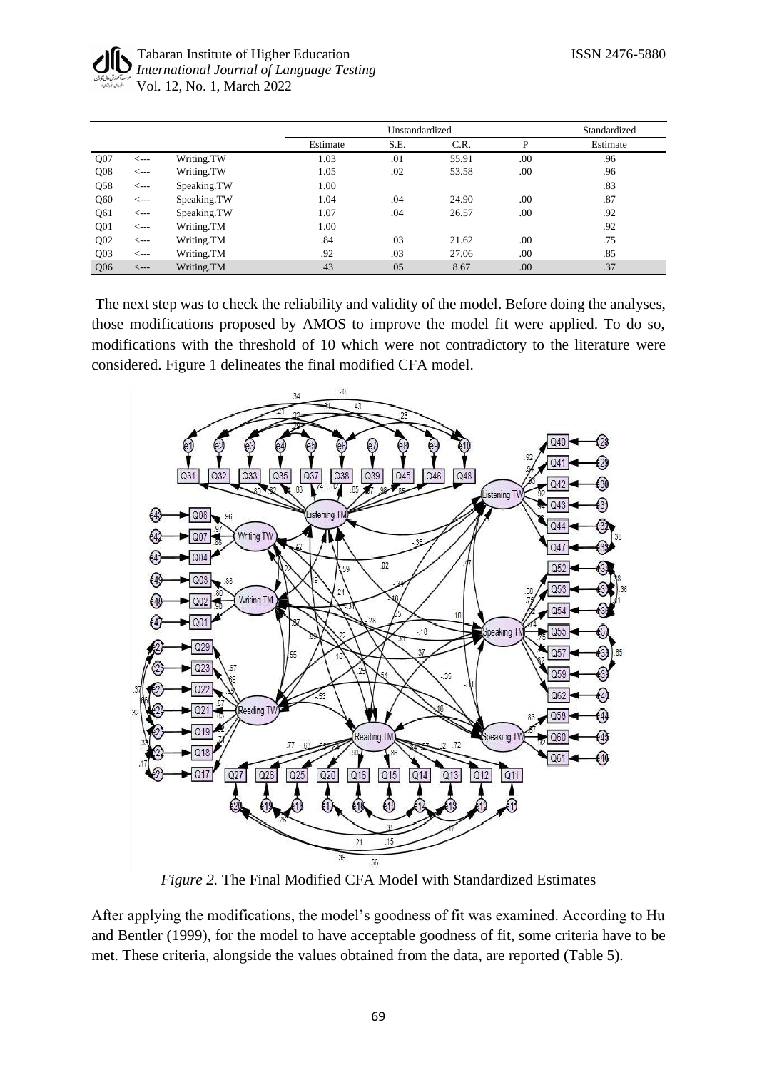| | | | Unstandardized | | | | Standardized |
|---|---|---|---|---|---|---|---|
| | | | Estimate | S.E. | C.R. | P | Estimate |
| Q07 | <--- | Writing.TW | 1.03 | .01 | 55.91 | .00 | .96 |
| Q08 | <--- | Writing.TW | 1.05 | .02 | 53.58 | .00 | .96 |
| Q58 | <--- | Speaking.TW | 1.00 | | | | .83 |
| Q60 | <--- | Speaking.TW | 1.04 | .04 | 24.90 | .00 | .87 |
| Q61 | <--- | Speaking.TW | 1.07 | .04 | 26.57 | .00 | .92 |
| Q01 | <--- | Writing.TM | 1.00 | | | | .92 |
| Q02 | <--- | Writing.TM | .84 | .03 | 21.62 | .00 | .75 |
| Q03 | <--- | Writing.TM | .92 | .03 | 27.06 | .00 | .85 |
| Q06 | <--- | Writing.TM | .43 | .05 | 8.67 | .00 | .37 |

The next step was to check the reliability and validity of the model. Before doing the analyses, those modifications proposed by AMOS to improve the model fit were applied. To do so, modifications with the threshold of 10 which were not contradictory to the literature were considered. Figure 1 delineates the final modified CFA model.

*Figure 2.* The Final Modified CFA Model with Standardized Estimates

After applying the modifications, the model's goodness of fit was examined. According to Hu and Bentler (1999), for the model to have acceptable goodness of fit, some criteria have to be met. These criteria, alongside the values obtained from the data, are reported (Table 5).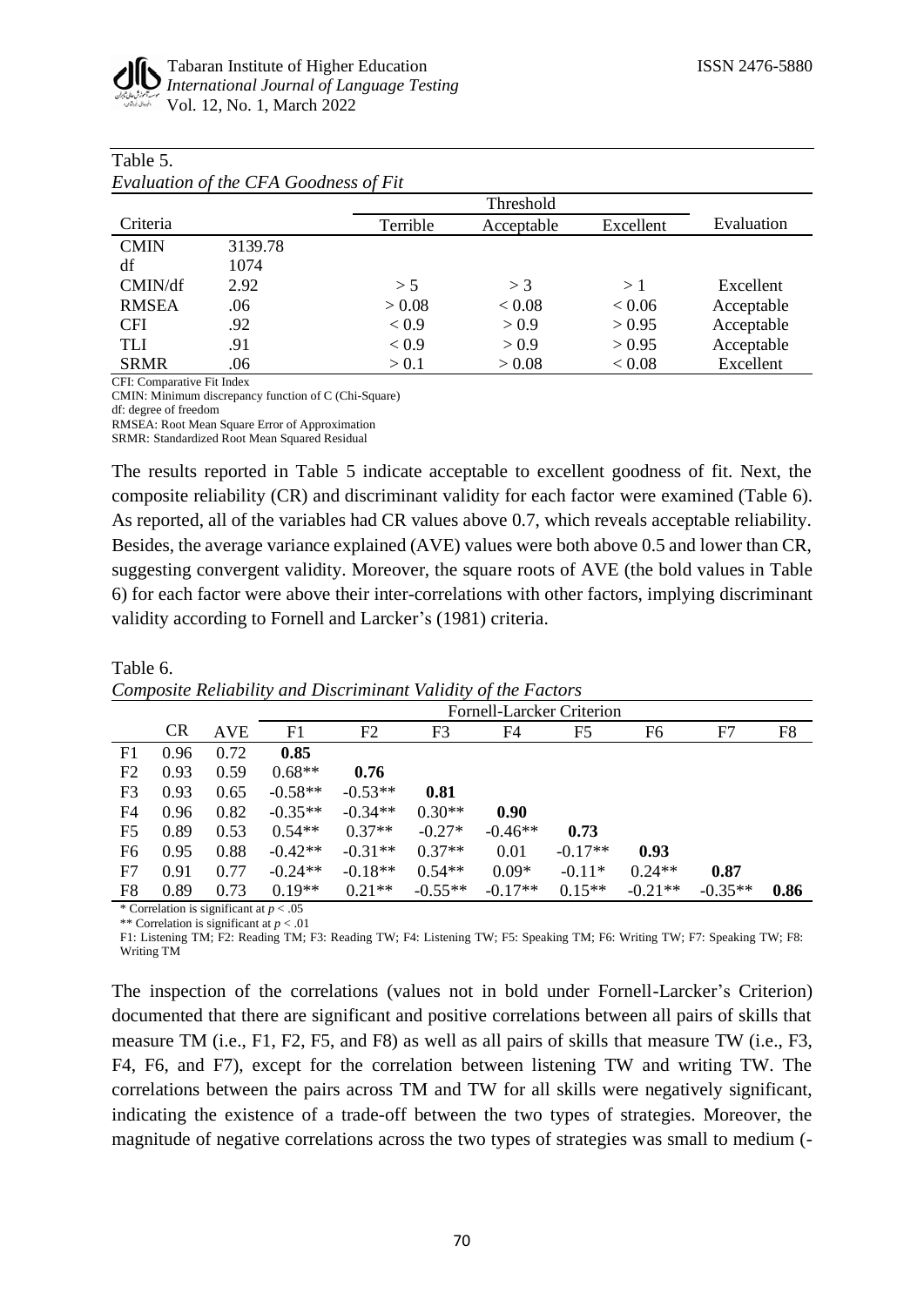Table 5.

*Evaluation of the CFA Goodness of Fit*

| Criteria | | Threshold | | | Evaluation |
|---|---|---|---|---|---|
| | | Terrible | Acceptable | Excellent | |
| CMIN | 3139.78 | | | | |
| df | 1074 | | | | |
| CMIN/df | 2.92 | > 5 | > 3 | > 1 | Excellent |
| RMSEA | .06 | > 0.08 | < 0.08 | < 0.06 | Acceptable |
| CFI | .92 | < 0.9 | > 0.9 | > 0.95 | Acceptable |
| TLI | .91 | < 0.9 | > 0.9 | > 0.95 | Acceptable |
| SRMR | .06 | > 0.1 | > 0.08 | < 0.08 | Excellent |

CFI: Comparative Fit Index
CMIN: Minimum discrepancy function of C (Chi-Square)
df: degree of freedom
RMSEA: Root Mean Square Error of Approximation
SRMR: Standardized Root Mean Squared Residual

The results reported in Table 5 indicate acceptable to excellent goodness of fit. Next, the composite reliability (CR) and discriminant validity for each factor were examined (Table 6). As reported, all of the variables had CR values above 0.7, which reveals acceptable reliability. Besides, the average variance explained (AVE) values were both above 0.5 and lower than CR, suggesting convergent validity. Moreover, the square roots of AVE (the bold values in Table 6) for each factor were above their inter-correlations with other factors, implying discriminant validity according to Fornell and Larcker's (1981) criteria.

Table 6.

*Composite Reliability and Discriminant Validity of the Factors*

| | CR | AVE | Fornell-Larcker Criterion | | | | | | | |
|---|---|---|---|---|---|---|---|---|---|---|
| | | | F1 | F2 | F3 | F4 | F5 | F6 | F7 | F8 |
| F1 | 0.96 | 0.72 | **0.85** | | | | | | | |
| F2 | 0.93 | 0.59 | 0.68** | **0.76** | | | | | | |
| F3 | 0.93 | 0.65 | -0.58** | -0.53** | **0.81** | | | | | |
| F4 | 0.96 | 0.82 | -0.35** | -0.34** | 0.30** | **0.90** | | | | |
| F5 | 0.89 | 0.53 | 0.54** | 0.37** | -0.27* | -0.46** | **0.73** | | | |
| F6 | 0.95 | 0.88 | -0.42** | -0.31** | 0.37** | 0.01 | -0.17** | **0.93** | | |
| F7 | 0.91 | 0.77 | -0.24** | -0.18** | 0.54** | 0.09* | -0.11* | 0.24** | **0.87** | |
| F8 | 0.89 | 0.73 | 0.19** | 0.21** | -0.55** | -0.17** | 0.15** | -0.21** | -0.35** | **0.86** |

\* Correlation is significant at $p < .05$
\*\* Correlation is significant at $p < .01$
F1: Listening TM; F2: Reading TM; F3: Reading TW; F4: Listening TW; F5: Speaking TM; F6: Writing TW; F7: Speaking TW; F8: Writing TM

The inspection of the correlations (values not in bold under Fornell-Larcker's Criterion) documented that there are significant and positive correlations between all pairs of skills that measure TM (i.e., F1, F2, F5, and F8) as well as all pairs of skills that measure TW (i.e., F3, F4, F6, and F7), except for the correlation between listening TW and writing TW. The correlations between the pairs across TM and TW for all skills were negatively significant, indicating the existence of a trade-off between the two types of strategies. Moreover, the magnitude of negative correlations across the two types of strategies was small to medium (-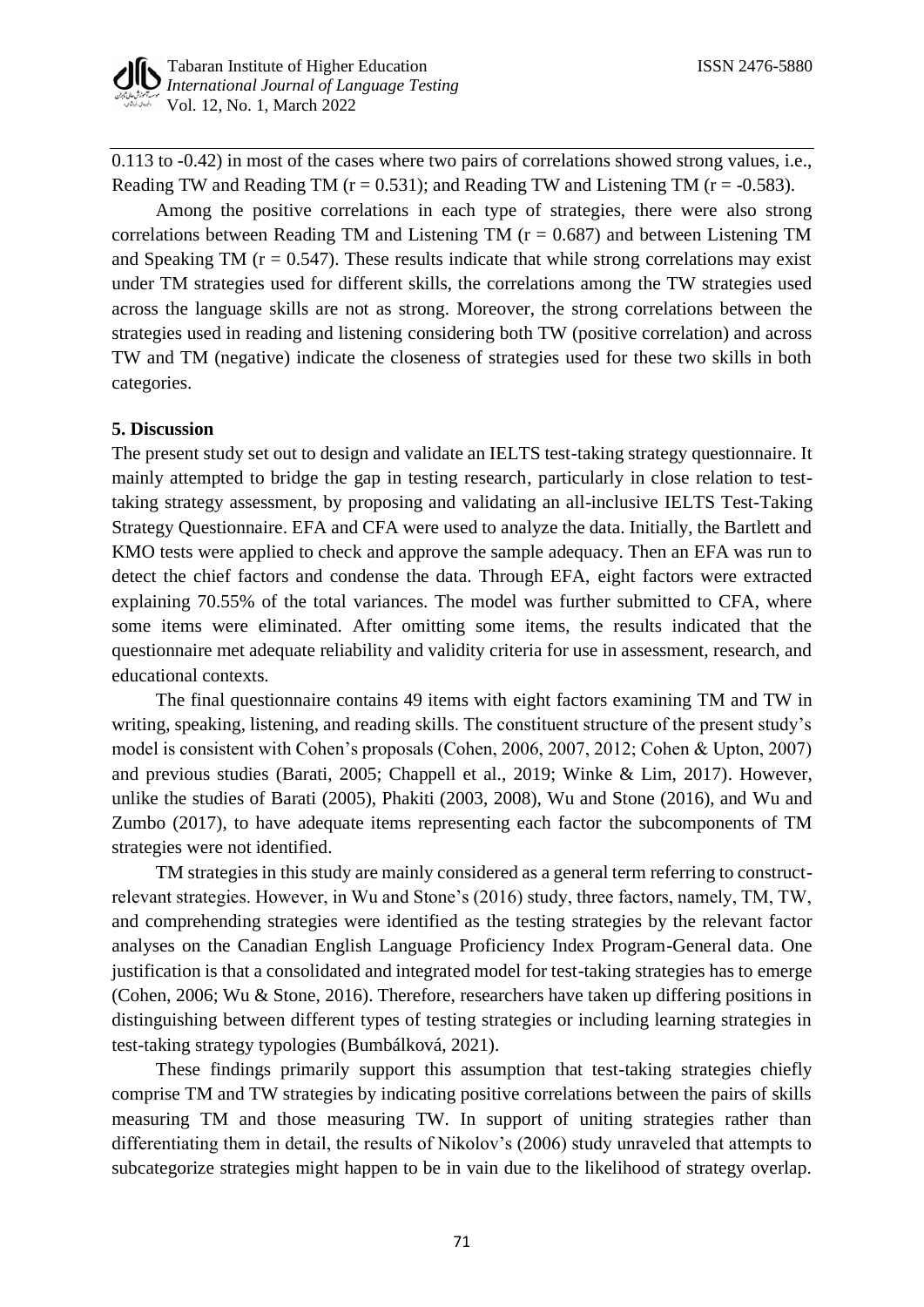0.113 to -0.42) in most of the cases where two pairs of correlations showed strong values, i.e., Reading TW and Reading TM ($r = 0.531$); and Reading TW and Listening TM ($r = -0.583$).

Among the positive correlations in each type of strategies, there were also strong correlations between Reading TM and Listening TM ($r = 0.687$) and between Listening TM and Speaking TM ($r = 0.547$). These results indicate that while strong correlations may exist under TM strategies used for different skills, the correlations among the TW strategies used across the language skills are not as strong. Moreover, the strong correlations between the strategies used in reading and listening considering both TW (positive correlation) and across TW and TM (negative) indicate the closeness of strategies used for these two skills in both categories.

## 5. Discussion

The present study set out to design and validate an IELTS test-taking strategy questionnaire. It mainly attempted to bridge the gap in testing research, particularly in close relation to test-taking strategy assessment, by proposing and validating an all-inclusive IELTS Test-Taking Strategy Questionnaire. EFA and CFA were used to analyze the data. Initially, the Bartlett and KMO tests were applied to check and approve the sample adequacy. Then an EFA was run to detect the chief factors and condense the data. Through EFA, eight factors were extracted explaining 70.55% of the total variances. The model was further submitted to CFA, where some items were eliminated. After omitting some items, the results indicated that the questionnaire met adequate reliability and validity criteria for use in assessment, research, and educational contexts.

The final questionnaire contains 49 items with eight factors examining TM and TW in writing, speaking, listening, and reading skills. The constituent structure of the present study's model is consistent with Cohen's proposals (Cohen, 2006, 2007, 2012; Cohen & Upton, 2007) and previous studies (Barati, 2005; Chappell et al., 2019; Winke & Lim, 2017). However, unlike the studies of Barati (2005), Phakiti (2003, 2008), Wu and Stone (2016), and Wu and Zumbo (2017), to have adequate items representing each factor the subcomponents of TM strategies were not identified.

TM strategies in this study are mainly considered as a general term referring to construct-relevant strategies. However, in Wu and Stone's (2016) study, three factors, namely, TM, TW, and comprehending strategies were identified as the testing strategies by the relevant factor analyses on the Canadian English Language Proficiency Index Program-General data. One justification is that a consolidated and integrated model for test-taking strategies has to emerge (Cohen, 2006; Wu & Stone, 2016). Therefore, researchers have taken up differing positions in distinguishing between different types of testing strategies or including learning strategies in test-taking strategy typologies (Bumbálková, 2021).

These findings primarily support this assumption that test-taking strategies chiefly comprise TM and TW strategies by indicating positive correlations between the pairs of skills measuring TM and those measuring TW. In support of uniting strategies rather than differentiating them in detail, the results of Nikolov's (2006) study unraveled that attempts to subcategorize strategies might happen to be in vain due to the likelihood of strategy overlap.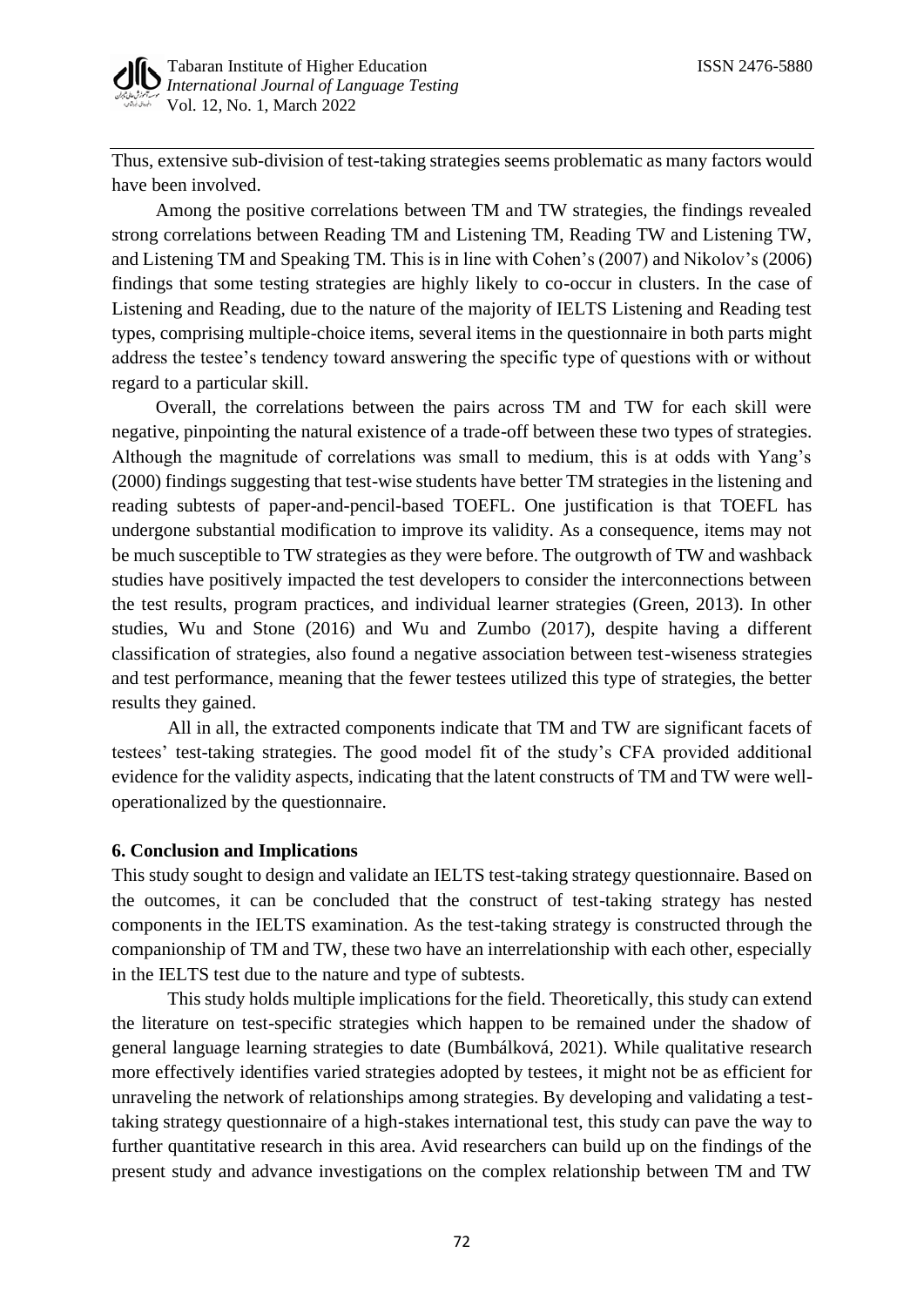Thus, extensive sub-division of test-taking strategies seems problematic as many factors would have been involved.

Among the positive correlations between TM and TW strategies, the findings revealed strong correlations between Reading TM and Listening TM, Reading TW and Listening TW, and Listening TM and Speaking TM. This is in line with Cohen's (2007) and Nikolov's (2006) findings that some testing strategies are highly likely to co-occur in clusters. In the case of Listening and Reading, due to the nature of the majority of IELTS Listening and Reading test types, comprising multiple-choice items, several items in the questionnaire in both parts might address the testee's tendency toward answering the specific type of questions with or without regard to a particular skill.

Overall, the correlations between the pairs across TM and TW for each skill were negative, pinpointing the natural existence of a trade-off between these two types of strategies. Although the magnitude of correlations was small to medium, this is at odds with Yang's (2000) findings suggesting that test-wise students have better TM strategies in the listening and reading subtests of paper-and-pencil-based TOEFL. One justification is that TOEFL has undergone substantial modification to improve its validity. As a consequence, items may not be much susceptible to TW strategies as they were before. The outgrowth of TW and washback studies have positively impacted the test developers to consider the interconnections between the test results, program practices, and individual learner strategies (Green, 2013). In other studies, Wu and Stone (2016) and Wu and Zumbo (2017), despite having a different classification of strategies, also found a negative association between test-wiseness strategies and test performance, meaning that the fewer testees utilized this type of strategies, the better results they gained.

All in all, the extracted components indicate that TM and TW are significant facets of testees' test-taking strategies. The good model fit of the study's CFA provided additional evidence for the validity aspects, indicating that the latent constructs of TM and TW were well-operationalized by the questionnaire.

## 6. Conclusion and Implications

This study sought to design and validate an IELTS test-taking strategy questionnaire. Based on the outcomes, it can be concluded that the construct of test-taking strategy has nested components in the IELTS examination. As the test-taking strategy is constructed through the companionship of TM and TW, these two have an interrelationship with each other, especially in the IELTS test due to the nature and type of subtests.

This study holds multiple implications for the field. Theoretically, this study can extend the literature on test-specific strategies which happen to be remained under the shadow of general language learning strategies to date (Bumbálková, 2021). While qualitative research more effectively identifies varied strategies adopted by testees, it might not be as efficient for unraveling the network of relationships among strategies. By developing and validating a test-taking strategy questionnaire of a high-stakes international test, this study can pave the way to further quantitative research in this area. Avid researchers can build up on the findings of the present study and advance investigations on the complex relationship between TM and TW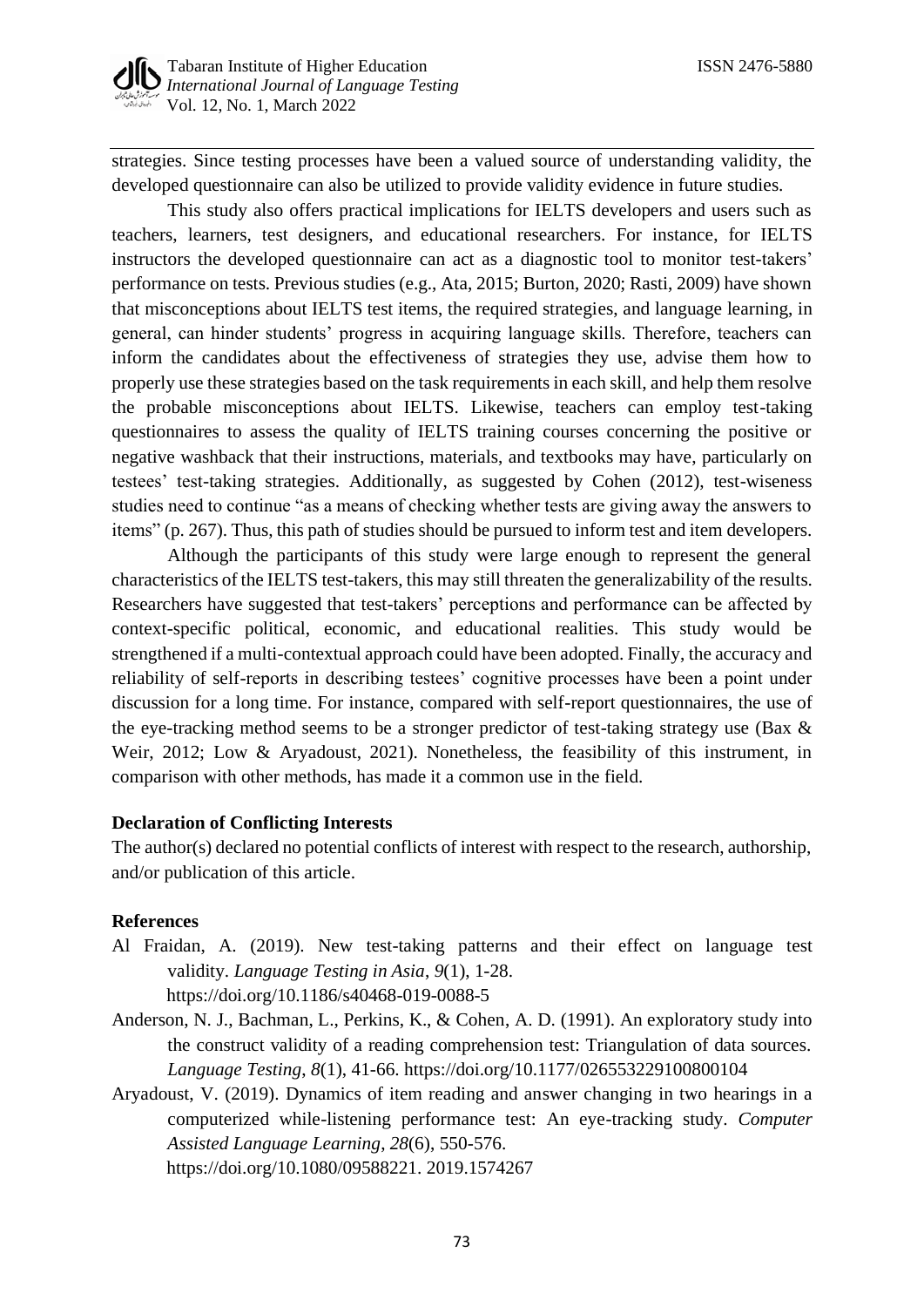strategies. Since testing processes have been a valued source of understanding validity, the developed questionnaire can also be utilized to provide validity evidence in future studies.

This study also offers practical implications for IELTS developers and users such as teachers, learners, test designers, and educational researchers. For instance, for IELTS instructors the developed questionnaire can act as a diagnostic tool to monitor test-takers' performance on tests. Previous studies (e.g., Ata, 2015; Burton, 2020; Rasti, 2009) have shown that misconceptions about IELTS test items, the required strategies, and language learning, in general, can hinder students' progress in acquiring language skills. Therefore, teachers can inform the candidates about the effectiveness of strategies they use, advise them how to properly use these strategies based on the task requirements in each skill, and help them resolve the probable misconceptions about IELTS. Likewise, teachers can employ test-taking questionnaires to assess the quality of IELTS training courses concerning the positive or negative washback that their instructions, materials, and textbooks may have, particularly on testees' test-taking strategies. Additionally, as suggested by Cohen (2012), test-wiseness studies need to continue "as a means of checking whether tests are giving away the answers to items" (p. 267). Thus, this path of studies should be pursued to inform test and item developers.

Although the participants of this study were large enough to represent the general characteristics of the IELTS test-takers, this may still threaten the generalizability of the results. Researchers have suggested that test-takers' perceptions and performance can be affected by context-specific political, economic, and educational realities. This study would be strengthened if a multi-contextual approach could have been adopted. Finally, the accuracy and reliability of self-reports in describing testees' cognitive processes have been a point under discussion for a long time. For instance, compared with self-report questionnaires, the use of the eye-tracking method seems to be a stronger predictor of test-taking strategy use (Bax & Weir, 2012; Low & Aryadoust, 2021). Nonetheless, the feasibility of this instrument, in comparison with other methods, has made it a common use in the field.

### Declaration of Conflicting Interests

The author(s) declared no potential conflicts of interest with respect to the research, authorship, and/or publication of this article.

### References

Al Fraidan, A. (2019). New test-taking patterns and their effect on language test validity. *Language Testing in Asia*, *9*(1), 1-28. https://doi.org/10.1186/s40468-019-0088-5

Anderson, N. J., Bachman, L., Perkins, K., & Cohen, A. D. (1991). An exploratory study into the construct validity of a reading comprehension test: Triangulation of data sources. *Language Testing*, *8*(1), 41-66. https://doi.org/10.1177/026553229100800104

Aryadoust, V. (2019). Dynamics of item reading and answer changing in two hearings in a computerized while-listening performance test: An eye-tracking study. *Computer Assisted Language Learning*, *28*(6), 550-576. https://doi.org/10.1080/09588221. 2019.1574267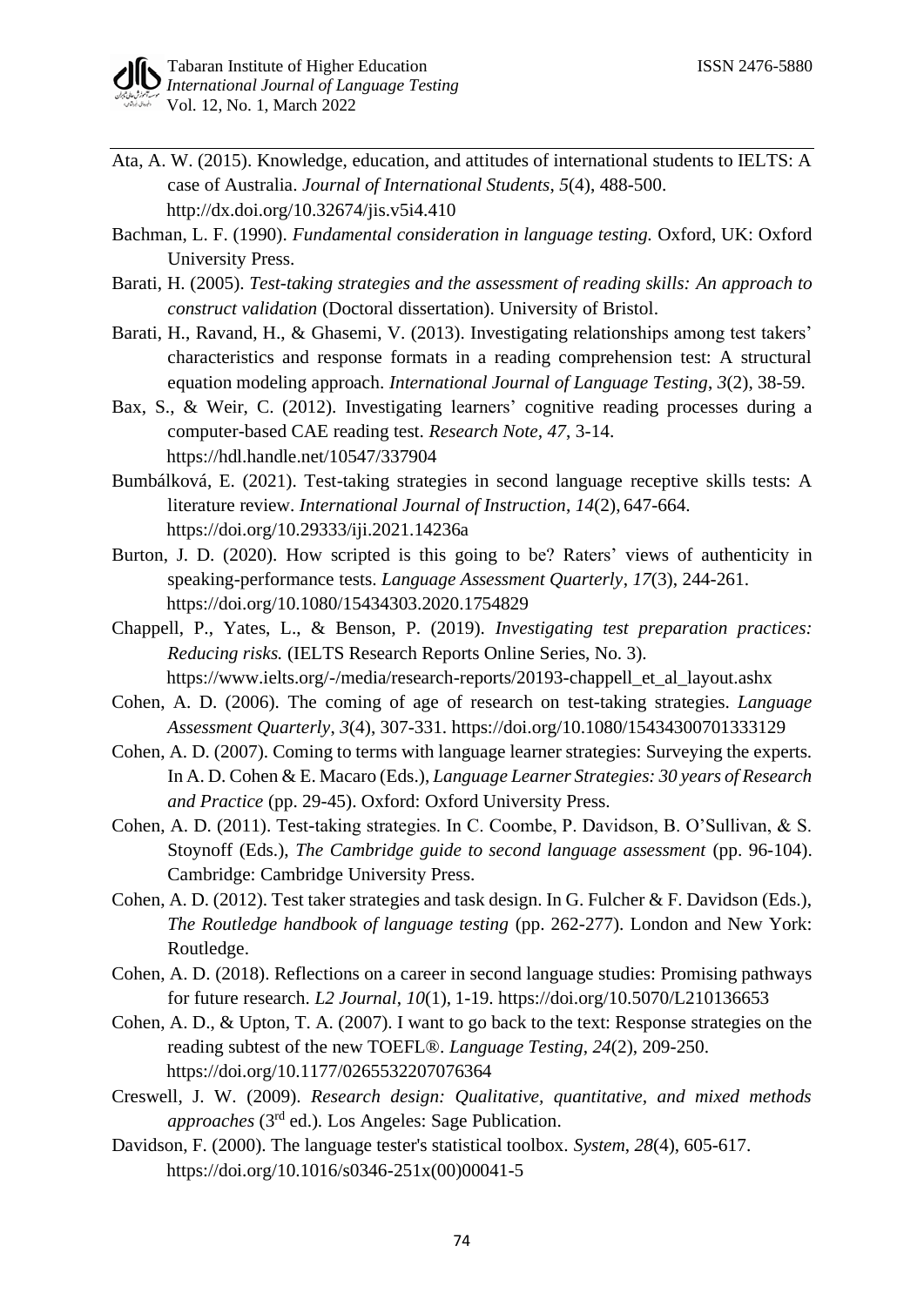Ata, A. W. (2015). Knowledge, education, and attitudes of international students to IELTS: A case of Australia. *Journal of International Students*, *5*(4), 488-500. http://dx.doi.org/10.32674/jis.v5i4.410

Bachman, L. F. (1990). *Fundamental consideration in language testing.* Oxford, UK: Oxford University Press.

Barati, H. (2005). *Test-taking strategies and the assessment of reading skills: An approach to construct validation* (Doctoral dissertation). University of Bristol.

Barati, H., Ravand, H., & Ghasemi, V. (2013). Investigating relationships among test takers' characteristics and response formats in a reading comprehension test: A structural equation modeling approach. *International Journal of Language Testing*, *3*(2), 38-59.

Bax, S., & Weir, C. (2012). Investigating learners' cognitive reading processes during a computer-based CAE reading test. *Research Note*, *47*, 3-14. https://hdl.handle.net/10547/337904

Bumbálková, E. (2021). Test-taking strategies in second language receptive skills tests: A literature review. *International Journal of Instruction*, *14*(2), 647-664. https://doi.org/10.29333/iji.2021.14236a

Burton, J. D. (2020). How scripted is this going to be? Raters' views of authenticity in speaking-performance tests. *Language Assessment Quarterly*, *17*(3), 244-261. https://doi.org/10.1080/15434303.2020.1754829

Chappell, P., Yates, L., & Benson, P. (2019). *Investigating test preparation practices: Reducing risks.* (IELTS Research Reports Online Series, No. 3). https://www.ielts.org/-/media/research-reports/20193-chappell_et_al_layout.ashx

Cohen, A. D. (2006). The coming of age of research on test-taking strategies. *Language Assessment Quarterly*, *3*(4), 307-331. https://doi.org/10.1080/15434300701333129

Cohen, A. D. (2007). Coming to terms with language learner strategies: Surveying the experts. In A. D. Cohen & E. Macaro (Eds.), *Language Learner Strategies: 30 years of Research and Practice* (pp. 29-45). Oxford: Oxford University Press.

Cohen, A. D. (2011). Test-taking strategies. In C. Coombe, P. Davidson, B. O'Sullivan, & S. Stoynoff (Eds.), *The Cambridge guide to second language assessment* (pp. 96-104). Cambridge: Cambridge University Press.

Cohen, A. D. (2012). Test taker strategies and task design. In G. Fulcher & F. Davidson (Eds.), *The Routledge handbook of language testing* (pp. 262-277). London and New York: Routledge.

Cohen, A. D. (2018). Reflections on a career in second language studies: Promising pathways for future research. *L2 Journal*, *10*(1), 1-19. https://doi.org/10.5070/L210136653

Cohen, A. D., & Upton, T. A. (2007). I want to go back to the text: Response strategies on the reading subtest of the new TOEFL®. *Language Testing*, *24*(2), 209-250. https://doi.org/10.1177/0265532207076364

Creswell, J. W. (2009). *Research design: Qualitative, quantitative, and mixed methods approaches* (3rd ed.). Los Angeles: Sage Publication.

Davidson, F. (2000). The language tester's statistical toolbox. *System*, *28*(4), 605-617. https://doi.org/10.1016/s0346-251x(00)00041-5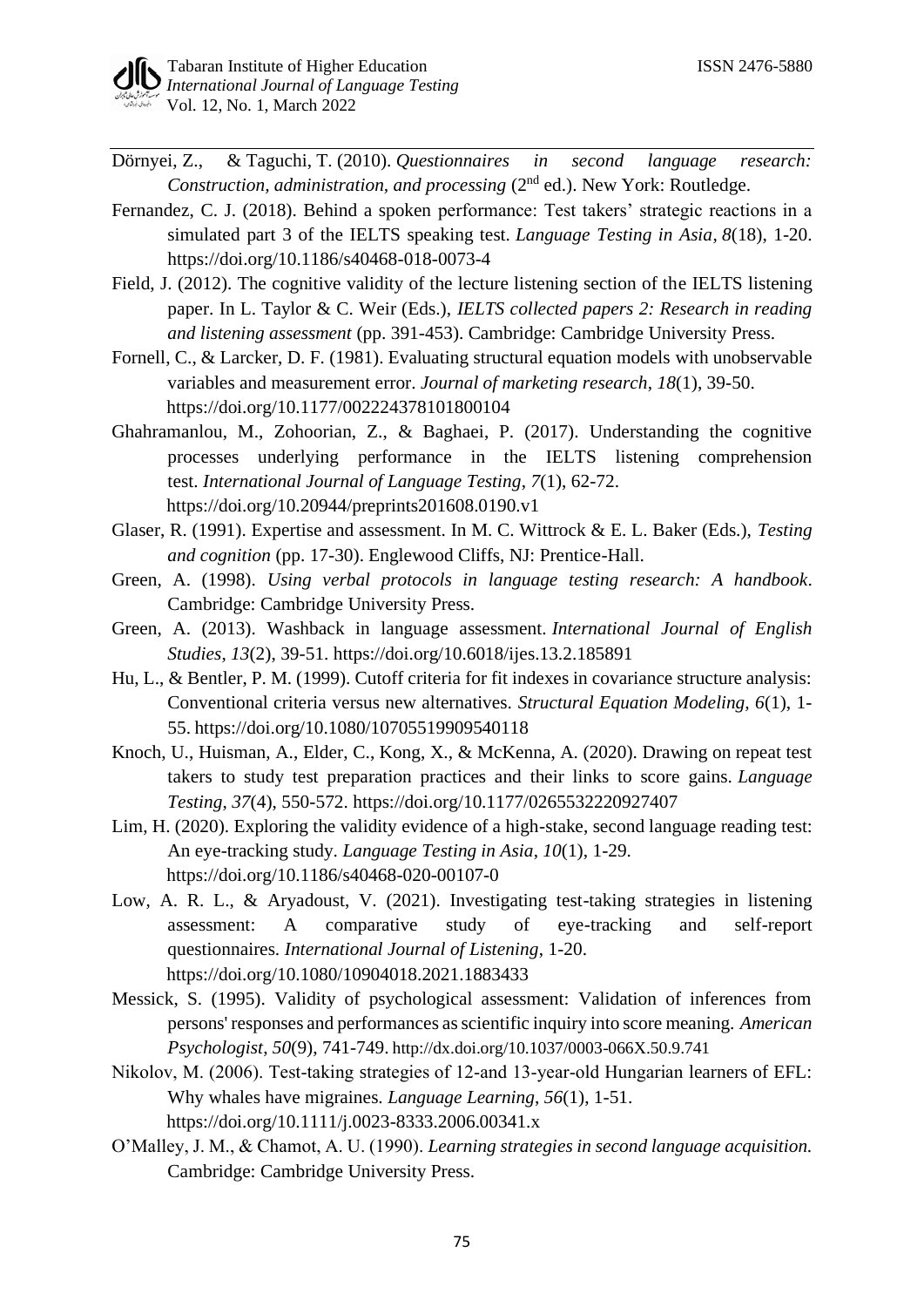Dörnyei, Z., & Taguchi, T. (2010). *Questionnaires in second language research: Construction, administration, and processing* (2nd ed.). New York: Routledge.

Fernandez, C. J. (2018). Behind a spoken performance: Test takers' strategic reactions in a simulated part 3 of the IELTS speaking test. *Language Testing in Asia*, *8*(18), 1-20. https://doi.org/10.1186/s40468-018-0073-4

Field, J. (2012). The cognitive validity of the lecture listening section of the IELTS listening paper. In L. Taylor & C. Weir (Eds.), *IELTS collected papers 2: Research in reading and listening assessment* (pp. 391-453). Cambridge: Cambridge University Press.

Fornell, C., & Larcker, D. F. (1981). Evaluating structural equation models with unobservable variables and measurement error. *Journal of marketing research*, *18*(1), 39-50. https://doi.org/10.1177/002224378101800104

Ghahramanlou, M., Zohoorian, Z., & Baghaei, P. (2017). Understanding the cognitive processes underlying performance in the IELTS listening comprehension test. *International Journal of Language Testing*, *7*(1), 62-72. https://doi.org/10.20944/preprints201608.0190.v1

Glaser, R. (1991). Expertise and assessment. In M. C. Wittrock & E. L. Baker (Eds.), *Testing and cognition* (pp. 17-30). Englewood Cliffs, NJ: Prentice-Hall.

Green, A. (1998). *Using verbal protocols in language testing research: A handbook*. Cambridge: Cambridge University Press.

Green, A. (2013). Washback in language assessment. *International Journal of English Studies*, *13*(2), 39-51. https://doi.org/10.6018/ijes.13.2.185891

Hu, L., & Bentler, P. M. (1999). Cutoff criteria for fit indexes in covariance structure analysis: Conventional criteria versus new alternatives. *Structural Equation Modeling, 6*(1), 1-55. https://doi.org/10.1080/10705519909540118

Knoch, U., Huisman, A., Elder, C., Kong, X., & McKenna, A. (2020). Drawing on repeat test takers to study test preparation practices and their links to score gains. *Language Testing*, *37*(4), 550-572. https://doi.org/10.1177/0265532220927407

Lim, H. (2020). Exploring the validity evidence of a high-stake, second language reading test: An eye-tracking study. *Language Testing in Asia*, *10*(1), 1-29. https://doi.org/10.1186/s40468-020-00107-0

Low, A. R. L., & Aryadoust, V. (2021). Investigating test-taking strategies in listening assessment: A comparative study of eye-tracking and self-report questionnaires. *International Journal of Listening*, 1-20. https://doi.org/10.1080/10904018.2021.1883433

Messick, S. (1995). Validity of psychological assessment: Validation of inferences from persons' responses and performances as scientific inquiry into score meaning. *American Psychologist*, *50*(9), 741-749. http://dx.doi.org/10.1037/0003-066X.50.9.741

Nikolov, M. (2006). Test-taking strategies of 12-and 13-year-old Hungarian learners of EFL: Why whales have migraines. *Language Learning*, *56*(1), 1-51. https://doi.org/10.1111/j.0023-8333.2006.00341.x

O'Malley, J. M., & Chamot, A. U. (1990). *Learning strategies in second language acquisition.* Cambridge: Cambridge University Press.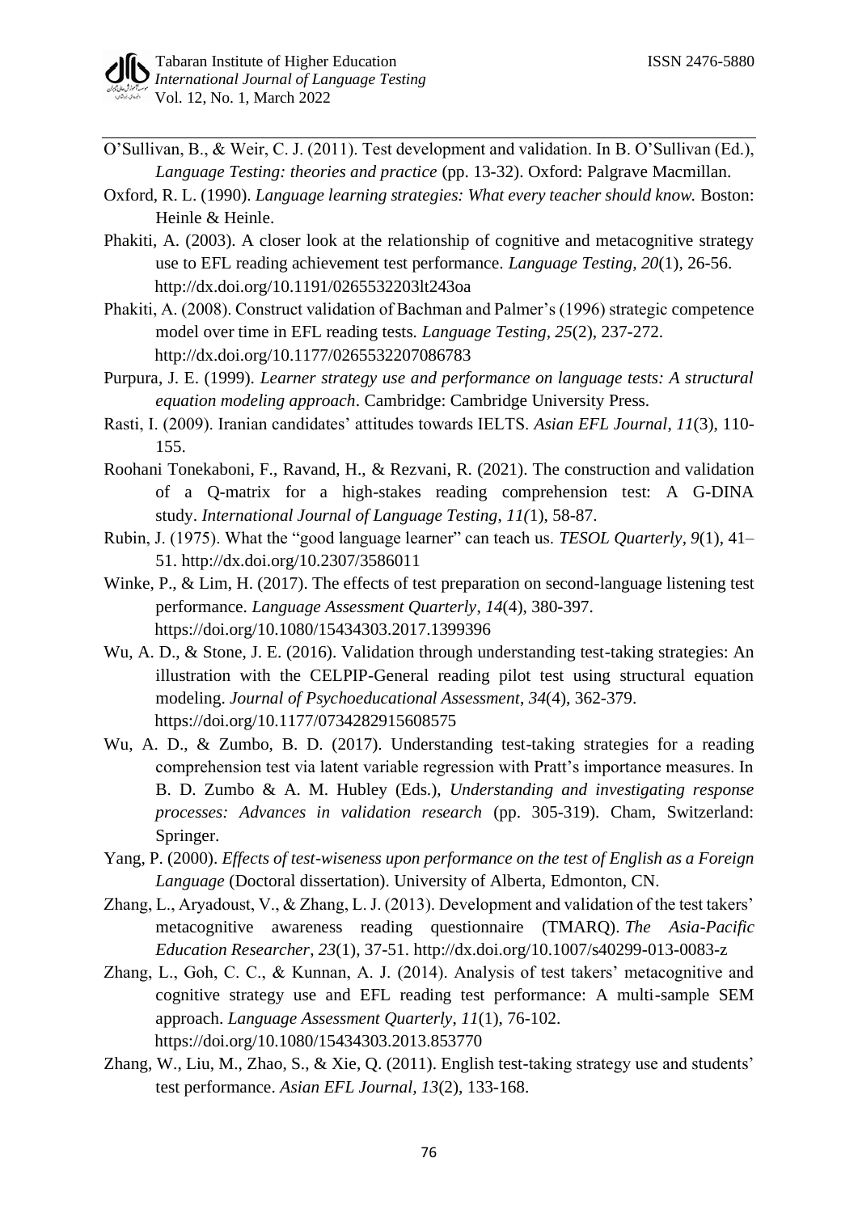O'Sullivan, B., & Weir, C. J. (2011). Test development and validation. In B. O'Sullivan (Ed.), *Language Testing: theories and practice* (pp. 13-32). Oxford: Palgrave Macmillan.

Oxford, R. L. (1990). *Language learning strategies: What every teacher should know.* Boston: Heinle & Heinle.

Phakiti, A. (2003). A closer look at the relationship of cognitive and metacognitive strategy use to EFL reading achievement test performance. *Language Testing, 20*(1), 26-56. http://dx.doi.org/10.1191/0265532203lt243oa

Phakiti, A. (2008). Construct validation of Bachman and Palmer's (1996) strategic competence model over time in EFL reading tests. *Language Testing, 25*(2), 237-272. http://dx.doi.org/10.1177/0265532207086783

Purpura, J. E. (1999). *Learner strategy use and performance on language tests: A structural equation modeling approach*. Cambridge: Cambridge University Press.

Rasti, I. (2009). Iranian candidates' attitudes towards IELTS. *Asian EFL Journal*, *11*(3), 110-155.

Roohani Tonekaboni, F., Ravand, H., & Rezvani, R. (2021). The construction and validation of a Q-matrix for a high-stakes reading comprehension test: A G-DINA study. *International Journal of Language Testing*, *11(*1), 58-87.

Rubin, J. (1975). What the "good language learner" can teach us. *TESOL Quarterly, 9*(1), 41–51. http://dx.doi.org/10.2307/3586011

Winke, P., & Lim, H. (2017). The effects of test preparation on second-language listening test performance. *Language Assessment Quarterly*, *14*(4), 380-397. https://doi.org/10.1080/15434303.2017.1399396

Wu, A. D., & Stone, J. E. (2016). Validation through understanding test-taking strategies: An illustration with the CELPIP-General reading pilot test using structural equation modeling. *Journal of Psychoeducational Assessment*, *34*(4), 362-379. https://doi.org/10.1177/0734282915608575

Wu, A. D., & Zumbo, B. D. (2017). Understanding test-taking strategies for a reading comprehension test via latent variable regression with Pratt's importance measures. In B. D. Zumbo & A. M. Hubley (Eds.), *Understanding and investigating response processes: Advances in validation research* (pp. 305-319). Cham, Switzerland: Springer.

Yang, P. (2000). *Effects of test-wiseness upon performance on the test of English as a Foreign Language* (Doctoral dissertation). University of Alberta, Edmonton, CN.

Zhang, L., Aryadoust, V., & Zhang, L. J. (2013). Development and validation of the test takers' metacognitive awareness reading questionnaire (TMARQ). *The Asia-Pacific Education Researcher*, *23*(1), 37-51. http://dx.doi.org/10.1007/s40299-013-0083-z

Zhang, L., Goh, C. C., & Kunnan, A. J. (2014). Analysis of test takers' metacognitive and cognitive strategy use and EFL reading test performance: A multi-sample SEM approach. *Language Assessment Quarterly*, *11*(1), 76-102. https://doi.org/10.1080/15434303.2013.853770

Zhang, W., Liu, M., Zhao, S., & Xie, Q. (2011). English test-taking strategy use and students' test performance. *Asian EFL Journal, 13*(2), 133-168.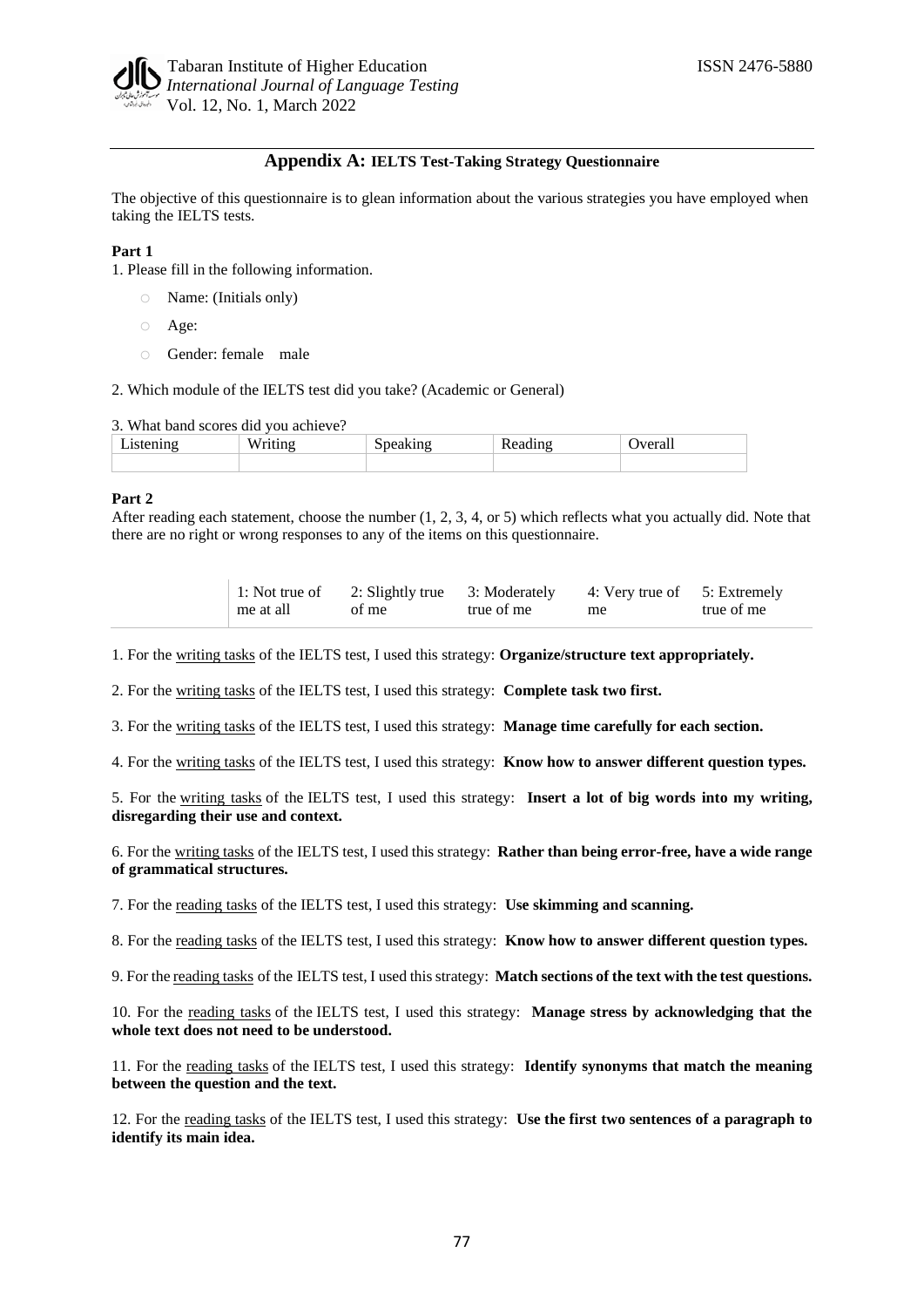## Appendix A: IELTS Test-Taking Strategy Questionnaire

The objective of this questionnaire is to glean information about the various strategies you have employed when taking the IELTS tests.

**Part 1**

1. Please fill in the following information.

- Name: (Initials only)
- Age:
- Gender: female male

2. Which module of the IELTS test did you take? (Academic or General)

3. What band scores did you achieve?

| Listening | Writing | Speaking | Reading | Overall |
|---|---|---|---|---|
| | | | | |

**Part 2**

After reading each statement, choose the number (1, 2, 3, 4, or 5) which reflects what you actually did. Note that there are no right or wrong responses to any of the items on this questionnaire.

| | 1: Not true of me at all | 2: Slightly true of me | 3: Moderately true of me | 4: Very true of me | 5: Extremely true of me |
|---|---|---|---|---|---|

1. For the writing tasks of the IELTS test, I used this strategy: **Organize/structure text appropriately.**

2. For the writing tasks of the IELTS test, I used this strategy: **Complete task two first.**

3. For the writing tasks of the IELTS test, I used this strategy: **Manage time carefully for each section.**

4. For the writing tasks of the IELTS test, I used this strategy: **Know how to answer different question types.**

5. For the writing tasks of the IELTS test, I used this strategy: **Insert a lot of big words into my writing, disregarding their use and context.**

6. For the writing tasks of the IELTS test, I used this strategy: **Rather than being error-free, have a wide range of grammatical structures.**

7. For the reading tasks of the IELTS test, I used this strategy: **Use skimming and scanning.**

8. For the reading tasks of the IELTS test, I used this strategy: **Know how to answer different question types.**

9. For the reading tasks of the IELTS test, I used this strategy: **Match sections of the text with the test questions.**

10. For the reading tasks of the IELTS test, I used this strategy: **Manage stress by acknowledging that the whole text does not need to be understood.**

11. For the reading tasks of the IELTS test, I used this strategy: **Identify synonyms that match the meaning between the question and the text.**

12. For the reading tasks of the IELTS test, I used this strategy: **Use the first two sentences of a paragraph to identify its main idea.**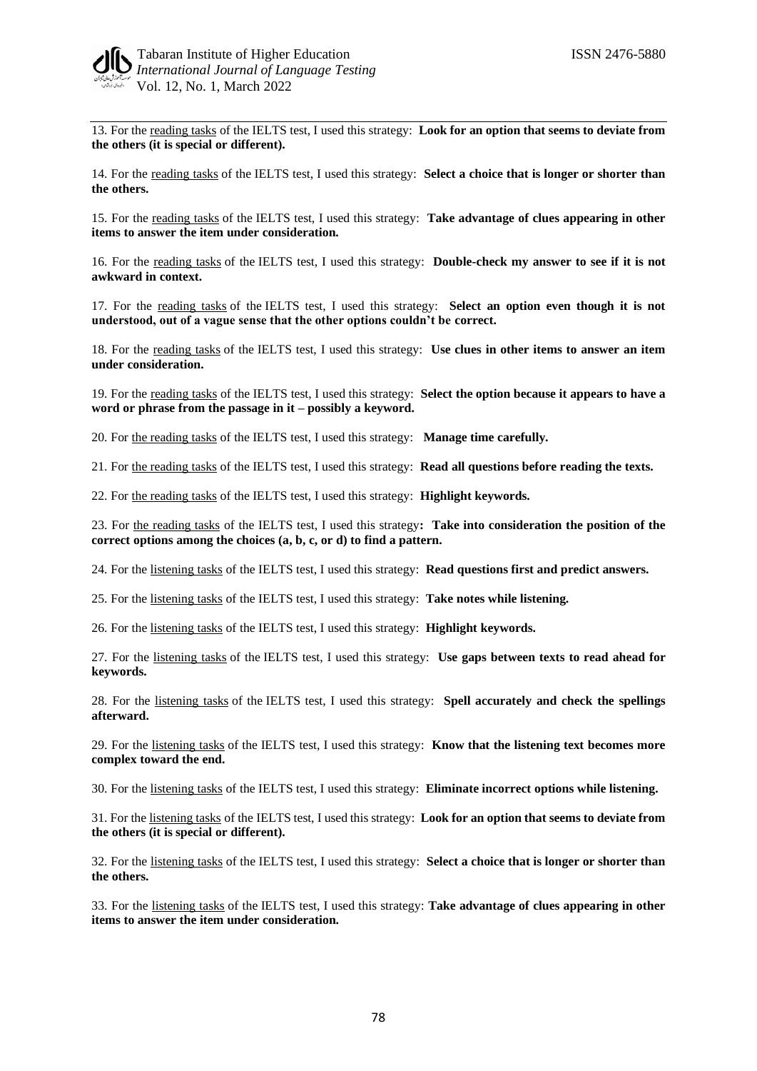13. For the reading tasks of the IELTS test, I used this strategy: **Look for an option that seems to deviate from the others (it is special or different).**

14. For the reading tasks of the IELTS test, I used this strategy: **Select a choice that is longer or shorter than the others.**

15. For the reading tasks of the IELTS test, I used this strategy: **Take advantage of clues appearing in other items to answer the item under consideration.**

16. For the reading tasks of the IELTS test, I used this strategy: **Double-check my answer to see if it is not awkward in context.**

17. For the reading tasks of the IELTS test, I used this strategy: **Select an option even though it is not understood, out of a vague sense that the other options couldn't be correct.**

18. For the reading tasks of the IELTS test, I used this strategy: **Use clues in other items to answer an item under consideration.**

19. For the reading tasks of the IELTS test, I used this strategy: **Select the option because it appears to have a word or phrase from the passage in it – possibly a keyword.**

20. For the reading tasks of the IELTS test, I used this strategy: **Manage time carefully.**

21. For the reading tasks of the IELTS test, I used this strategy: **Read all questions before reading the texts.**

22. For the reading tasks of the IELTS test, I used this strategy: **Highlight keywords.**

23. For the reading tasks of the IELTS test, I used this strategy**: Take into consideration the position of the correct options among the choices (a, b, c, or d) to find a pattern.**

24. For the listening tasks of the IELTS test, I used this strategy: **Read questions first and predict answers.**

25. For the listening tasks of the IELTS test, I used this strategy: **Take notes while listening.**

26. For the listening tasks of the IELTS test, I used this strategy: **Highlight keywords.**

27. For the listening tasks of the IELTS test, I used this strategy: **Use gaps between texts to read ahead for keywords.**

28. For the listening tasks of the IELTS test, I used this strategy: **Spell accurately and check the spellings afterward.**

29. For the listening tasks of the IELTS test, I used this strategy: **Know that the listening text becomes more complex toward the end.**

30. For the listening tasks of the IELTS test, I used this strategy: **Eliminate incorrect options while listening.**

31. For the listening tasks of the IELTS test, I used this strategy: **Look for an option that seems to deviate from the others (it is special or different).**

32. For the listening tasks of the IELTS test, I used this strategy: **Select a choice that is longer or shorter than the others.**

33. For the listening tasks of the IELTS test, I used this strategy: **Take advantage of clues appearing in other items to answer the item under consideration.**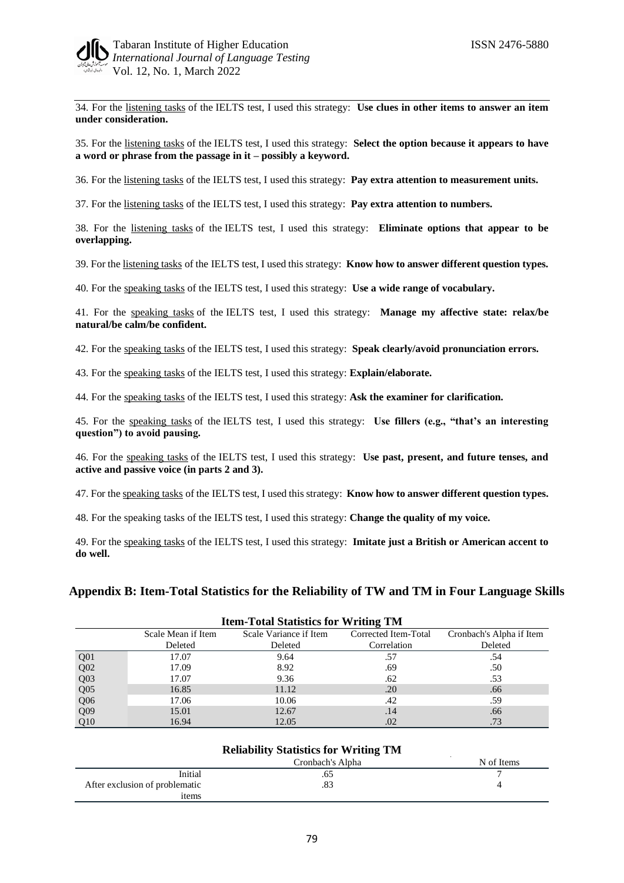34. For the listening tasks of the IELTS test, I used this strategy: **Use clues in other items to answer an item under consideration.**

35. For the listening tasks of the IELTS test, I used this strategy: **Select the option because it appears to have a word or phrase from the passage in it – possibly a keyword.**

36. For the listening tasks of the IELTS test, I used this strategy: **Pay extra attention to measurement units.**

37. For the listening tasks of the IELTS test, I used this strategy: **Pay extra attention to numbers.**

38. For the listening tasks of the IELTS test, I used this strategy: **Eliminate options that appear to be overlapping.**

39. For the listening tasks of the IELTS test, I used this strategy: **Know how to answer different question types.**

40. For the speaking tasks of the IELTS test, I used this strategy: **Use a wide range of vocabulary.**

41. For the speaking tasks of the IELTS test, I used this strategy: **Manage my affective state: relax/be natural/be calm/be confident.**

42. For the speaking tasks of the IELTS test, I used this strategy: **Speak clearly/avoid pronunciation errors.**

43. For the speaking tasks of the IELTS test, I used this strategy: **Explain/elaborate.**

44. For the speaking tasks of the IELTS test, I used this strategy: **Ask the examiner for clarification.**

45. For the speaking tasks of the IELTS test, I used this strategy: **Use fillers (e.g., "that's an interesting question") to avoid pausing.**

46. For the speaking tasks of the IELTS test, I used this strategy: **Use past, present, and future tenses, and active and passive voice (in parts 2 and 3).**

47. For the speaking tasks of the IELTS test, I used this strategy: **Know how to answer different question types.**

48. For the speaking tasks of the IELTS test, I used this strategy: **Change the quality of my voice.**

49. For the speaking tasks of the IELTS test, I used this strategy: **Imitate just a British or American accent to do well.**

## Appendix B: Item-Total Statistics for the Reliability of TW and TM in Four Language Skills

**Item-Total Statistics for Writing TM**

| | Scale Mean if Item Deleted | Scale Variance if Item Deleted | Corrected Item-Total Correlation | Cronbach's Alpha if Item Deleted |
|---|---|---|---|---|
| Q01 | 17.07 | 9.64 | .57 | .54 |
| Q02 | 17.09 | 8.92 | .69 | .50 |
| Q03 | 17.07 | 9.36 | .62 | .53 |
| Q05 | 16.85 | 11.12 | .20 | .66 |
| Q06 | 17.06 | 10.06 | .42 | .59 |
| Q09 | 15.01 | 12.67 | .14 | .66 |
| Q10 | 16.94 | 12.05 | .02 | .73 |

**Reliability Statistics for Writing TM**

| | Cronbach's Alpha | N of Items |
|---|---|---|
| Initial | .65 | 7 |
| After exclusion of problematic items | .83 | 4 |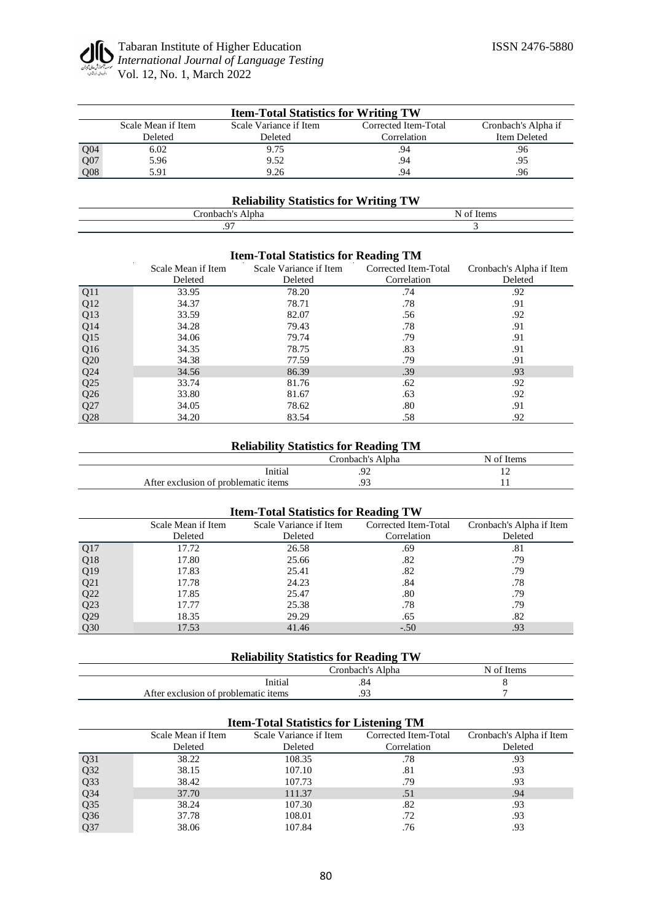**Item-Total Statistics for Writing TW**

| | Scale Mean if Item Deleted | Scale Variance if Item Deleted | Corrected Item-Total Correlation | Cronbach's Alpha if Item Deleted |
|---|---|---|---|---|
| Q04 | 6.02 | 9.75 | .94 | .96 |
| Q07 | 5.96 | 9.52 | .94 | .95 |
| Q08 | 5.91 | 9.26 | .94 | .96 |

**Reliability Statistics for Writing TW**

| Cronbach's Alpha | N of Items |
|---|---|
| .97 | 3 |

**Item-Total Statistics for Reading TM**

| | Scale Mean if Item Deleted | Scale Variance if Item Deleted | Corrected Item-Total Correlation | Cronbach's Alpha if Item Deleted |
|---|---|---|---|---|
| Q11 | 33.95 | 78.20 | .74 | .92 |
| Q12 | 34.37 | 78.71 | .78 | .91 |
| Q13 | 33.59 | 82.07 | .56 | .92 |
| Q14 | 34.28 | 79.43 | .78 | .91 |
| Q15 | 34.06 | 79.74 | .79 | .91 |
| Q16 | 34.35 | 78.75 | .83 | .91 |
| Q20 | 34.38 | 77.59 | .79 | .91 |
| Q24 | 34.56 | 86.39 | .39 | .93 |
| Q25 | 33.74 | 81.76 | .62 | .92 |
| Q26 | 33.80 | 81.67 | .63 | .92 |
| Q27 | 34.05 | 78.62 | .80 | .91 |
| Q28 | 34.20 | 83.54 | .58 | .92 |

**Reliability Statistics for Reading TM**

| | Cronbach's Alpha | N of Items |
|---|---|---|
| Initial | .92 | 12 |
| After exclusion of problematic items | .93 | 11 |

**Item-Total Statistics for Reading TW**

| | Scale Mean if Item Deleted | Scale Variance if Item Deleted | Corrected Item-Total Correlation | Cronbach's Alpha if Item Deleted |
|---|---|---|---|---|
| Q17 | 17.72 | 26.58 | .69 | .81 |
| Q18 | 17.80 | 25.66 | .82 | .79 |
| Q19 | 17.83 | 25.41 | .82 | .79 |
| Q21 | 17.78 | 24.23 | .84 | .78 |
| Q22 | 17.85 | 25.47 | .80 | .79 |
| Q23 | 17.77 | 25.38 | .78 | .79 |
| Q29 | 18.35 | 29.29 | .65 | .82 |
| Q30 | 17.53 | 41.46 | -.50 | .93 |

**Reliability Statistics for Reading TW**

| | Cronbach's Alpha | N of Items |
|---|---|---|
| Initial | .84 | 8 |
| After exclusion of problematic items | .93 | 7 |

**Item-Total Statistics for Listening TM**

| | Scale Mean if Item Deleted | Scale Variance if Item Deleted | Corrected Item-Total Correlation | Cronbach's Alpha if Item Deleted |
|---|---|---|---|---|
| Q31 | 38.22 | 108.35 | .78 | .93 |
| Q32 | 38.15 | 107.10 | .81 | .93 |
| Q33 | 38.42 | 107.73 | .79 | .93 |
| Q34 | 37.70 | 111.37 | .51 | .94 |
| Q35 | 38.24 | 107.30 | .82 | .93 |
| Q36 | 37.78 | 108.01 | .72 | .93 |
| Q37 | 38.06 | 107.84 | .76 | .93 |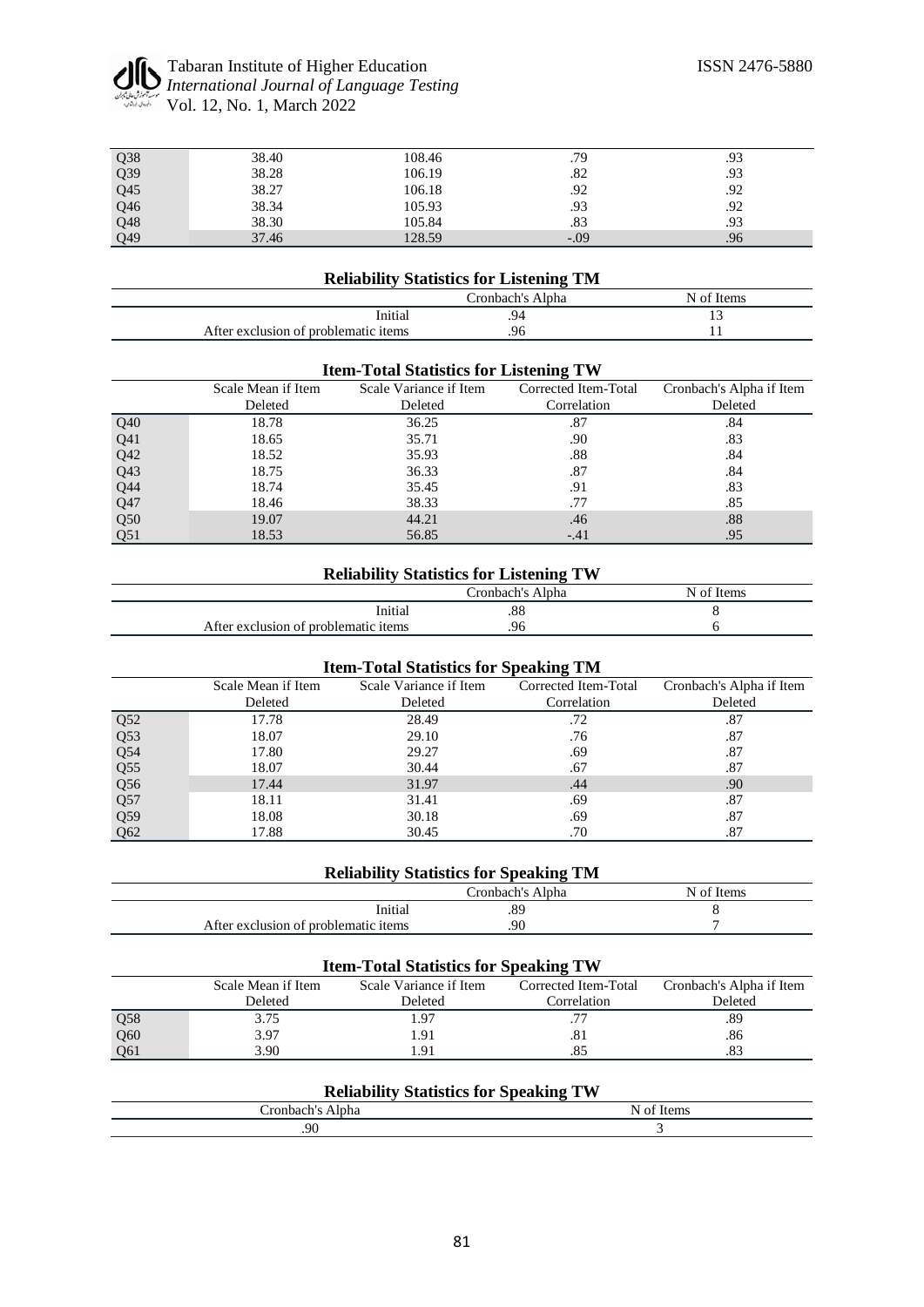| | | | | |
|---|---|---|---|---|
| Q38 | 38.40 | 108.46 | .79 | .93 |
| Q39 | 38.28 | 106.19 | .82 | .93 |
| Q45 | 38.27 | 106.18 | .92 | .92 |
| Q46 | 38.34 | 105.93 | .93 | .92 |
| Q48 | 38.30 | 105.84 | .83 | .93 |
| Q49 | 37.46 | 128.59 | -.09 | .96 |

**Reliability Statistics for Listening TM**

| | Cronbach's Alpha | N of Items |
|---|---|---|
| Initial | .94 | 13 |
| After exclusion of problematic items | .96 | 11 |

**Item-Total Statistics for Listening TW**

| | Scale Mean if Item Deleted | Scale Variance if Item Deleted | Corrected Item-Total Correlation | Cronbach's Alpha if Item Deleted |
|---|---|---|---|---|
| Q40 | 18.78 | 36.25 | .87 | .84 |
| Q41 | 18.65 | 35.71 | .90 | .83 |
| Q42 | 18.52 | 35.93 | .88 | .84 |
| Q43 | 18.75 | 36.33 | .87 | .84 |
| Q44 | 18.74 | 35.45 | .91 | .83 |
| Q47 | 18.46 | 38.33 | .77 | .85 |
| Q50 | 19.07 | 44.21 | .46 | .88 |
| Q51 | 18.53 | 56.85 | -.41 | .95 |

**Reliability Statistics for Listening TW**

| | Cronbach's Alpha | N of Items |
|---|---|---|
| Initial | .88 | 8 |
| After exclusion of problematic items | .96 | 6 |

**Item-Total Statistics for Speaking TM**

| | Scale Mean if Item Deleted | Scale Variance if Item Deleted | Corrected Item-Total Correlation | Cronbach's Alpha if Item Deleted |
|---|---|---|---|---|
| Q52 | 17.78 | 28.49 | .72 | .87 |
| Q53 | 18.07 | 29.10 | .76 | .87 |
| Q54 | 17.80 | 29.27 | .69 | .87 |
| Q55 | 18.07 | 30.44 | .67 | .87 |
| Q56 | 17.44 | 31.97 | .44 | .90 |
| Q57 | 18.11 | 31.41 | .69 | .87 |
| Q59 | 18.08 | 30.18 | .69 | .87 |
| Q62 | 17.88 | 30.45 | .70 | .87 |

**Reliability Statistics for Speaking TM**

| | Cronbach's Alpha | N of Items |
|---|---|---|
| Initial | .89 | 8 |
| After exclusion of problematic items | .90 | 7 |

**Item-Total Statistics for Speaking TW**

| | Scale Mean if Item Deleted | Scale Variance if Item Deleted | Corrected Item-Total Correlation | Cronbach's Alpha if Item Deleted |
|---|---|---|---|---|
| Q58 | 3.75 | 1.97 | .77 | .89 |
| Q60 | 3.97 | 1.91 | .81 | .86 |
| Q61 | 3.90 | 1.91 | .85 | .83 |

**Reliability Statistics for Speaking TW**

| Cronbach's Alpha | N of Items |
|---|---|
| .90 | 3 |